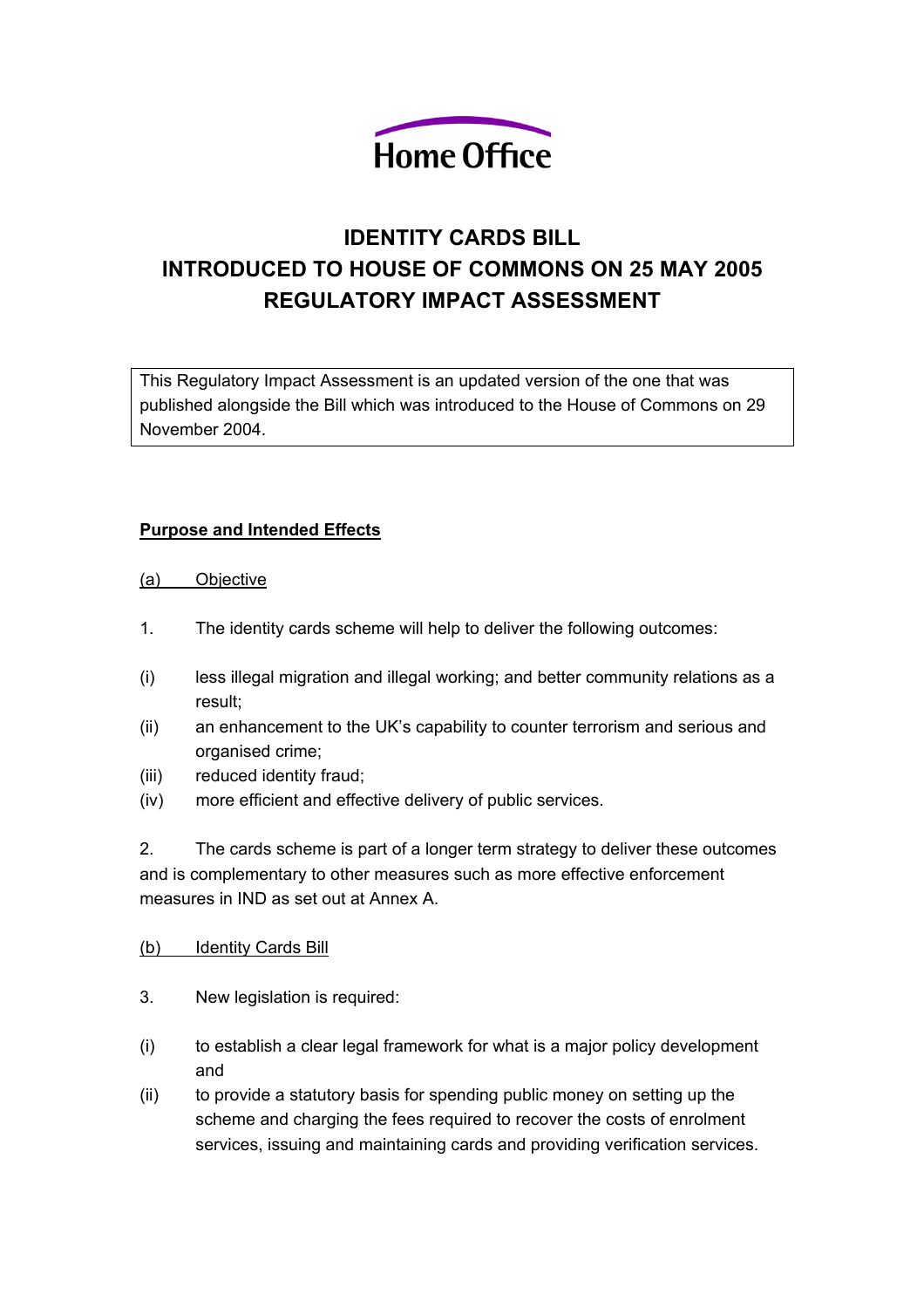Home Office

# IDENTITY CARDS BILL
# INTRODUCED TO HOUSE OF COMMONS ON 25 MAY 2005
# REGULATORY IMPACT ASSESSMENT

This Regulatory Impact Assessment is an updated version of the one that was published alongside the Bill which was introduced to the House of Commons on 29 November 2004.

## Purpose and Intended Effects

### (a) Objective

1. The identity cards scheme will help to deliver the following outcomes:

(i) less illegal migration and illegal working; and better community relations as a result;

(ii) an enhancement to the UK's capability to counter terrorism and serious and organised crime;

(iii) reduced identity fraud;

(iv) more efficient and effective delivery of public services.

2. The cards scheme is part of a longer term strategy to deliver these outcomes and is complementary to other measures such as more effective enforcement measures in IND as set out at Annex A.

### (b) Identity Cards Bill

3. New legislation is required:

(i) to establish a clear legal framework for what is a major policy development and

(ii) to provide a statutory basis for spending public money on setting up the scheme and charging the fees required to recover the costs of enrolment services, issuing and maintaining cards and providing verification services.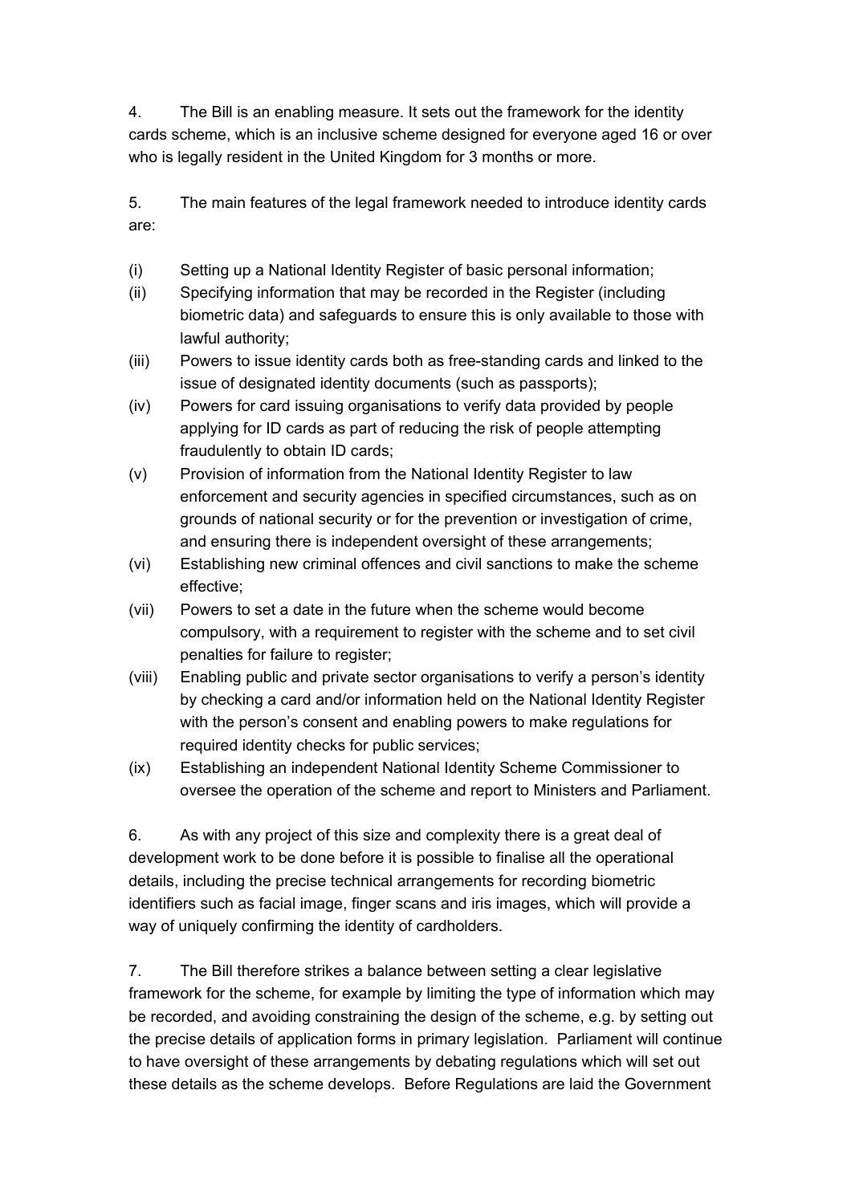4. The Bill is an enabling measure. It sets out the framework for the identity cards scheme, which is an inclusive scheme designed for everyone aged 16 or over who is legally resident in the United Kingdom for 3 months or more.

5. The main features of the legal framework needed to introduce identity cards are:

(i) Setting up a National Identity Register of basic personal information;

(ii) Specifying information that may be recorded in the Register (including biometric data) and safeguards to ensure this is only available to those with lawful authority;

(iii) Powers to issue identity cards both as free-standing cards and linked to the issue of designated identity documents (such as passports);

(iv) Powers for card issuing organisations to verify data provided by people applying for ID cards as part of reducing the risk of people attempting fraudulently to obtain ID cards;

(v) Provision of information from the National Identity Register to law enforcement and security agencies in specified circumstances, such as on grounds of national security or for the prevention or investigation of crime, and ensuring there is independent oversight of these arrangements;

(vi) Establishing new criminal offences and civil sanctions to make the scheme effective;

(vii) Powers to set a date in the future when the scheme would become compulsory, with a requirement to register with the scheme and to set civil penalties for failure to register;

(viii) Enabling public and private sector organisations to verify a person's identity by checking a card and/or information held on the National Identity Register with the person's consent and enabling powers to make regulations for required identity checks for public services;

(ix) Establishing an independent National Identity Scheme Commissioner to oversee the operation of the scheme and report to Ministers and Parliament.

6. As with any project of this size and complexity there is a great deal of development work to be done before it is possible to finalise all the operational details, including the precise technical arrangements for recording biometric identifiers such as facial image, finger scans and iris images, which will provide a way of uniquely confirming the identity of cardholders.

7. The Bill therefore strikes a balance between setting a clear legislative framework for the scheme, for example by limiting the type of information which may be recorded, and avoiding constraining the design of the scheme, e.g. by setting out the precise details of application forms in primary legislation. Parliament will continue to have oversight of these arrangements by debating regulations which will set out these details as the scheme develops. Before Regulations are laid the Government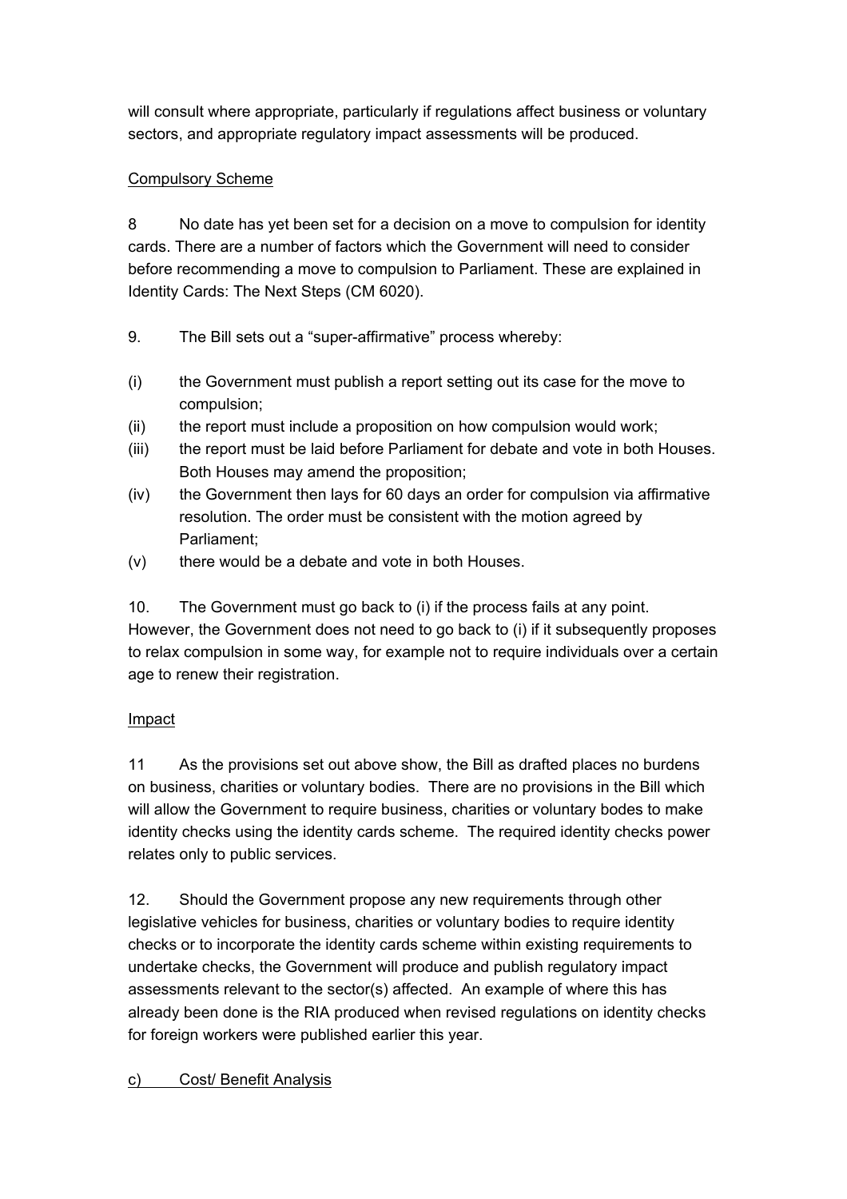will consult where appropriate, particularly if regulations affect business or voluntary sectors, and appropriate regulatory impact assessments will be produced.

Compulsory Scheme

8 No date has yet been set for a decision on a move to compulsion for identity cards. There are a number of factors which the Government will need to consider before recommending a move to compulsion to Parliament. These are explained in Identity Cards: The Next Steps (CM 6020).

9. The Bill sets out a "super-affirmative" process whereby:

(i) the Government must publish a report setting out its case for the move to compulsion;
(ii) the report must include a proposition on how compulsion would work;
(iii) the report must be laid before Parliament for debate and vote in both Houses. Both Houses may amend the proposition;
(iv) the Government then lays for 60 days an order for compulsion via affirmative resolution. The order must be consistent with the motion agreed by Parliament;
(v) there would be a debate and vote in both Houses.

10. The Government must go back to (i) if the process fails at any point. However, the Government does not need to go back to (i) if it subsequently proposes to relax compulsion in some way, for example not to require individuals over a certain age to renew their registration.

Impact

11 As the provisions set out above show, the Bill as drafted places no burdens on business, charities or voluntary bodies. There are no provisions in the Bill which will allow the Government to require business, charities or voluntary bodes to make identity checks using the identity cards scheme. The required identity checks power relates only to public services.

12. Should the Government propose any new requirements through other legislative vehicles for business, charities or voluntary bodies to require identity checks or to incorporate the identity cards scheme within existing requirements to undertake checks, the Government will produce and publish regulatory impact assessments relevant to the sector(s) affected. An example of where this has already been done is the RIA produced when revised regulations on identity checks for foreign workers were published earlier this year.

c) Cost/ Benefit Analysis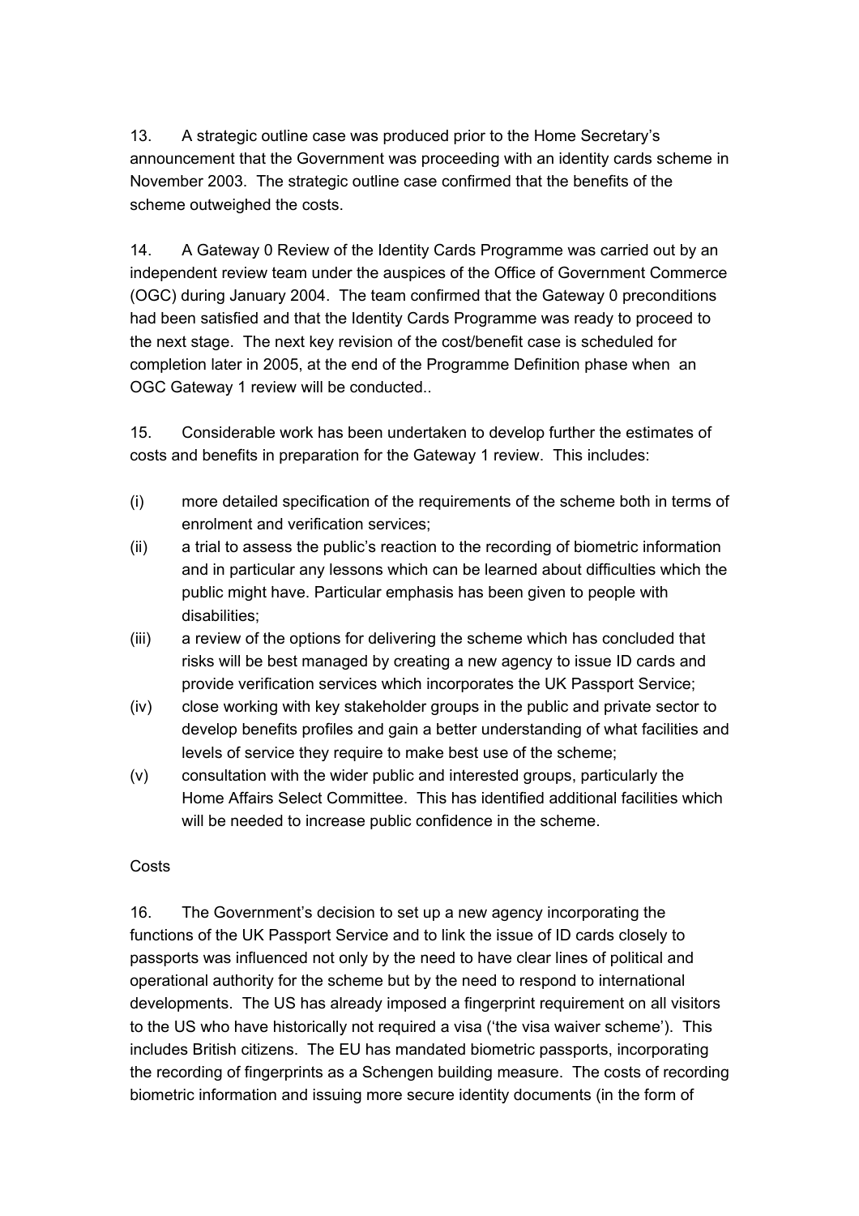13. A strategic outline case was produced prior to the Home Secretary's announcement that the Government was proceeding with an identity cards scheme in November 2003. The strategic outline case confirmed that the benefits of the scheme outweighed the costs.

14. A Gateway 0 Review of the Identity Cards Programme was carried out by an independent review team under the auspices of the Office of Government Commerce (OGC) during January 2004. The team confirmed that the Gateway 0 preconditions had been satisfied and that the Identity Cards Programme was ready to proceed to the next stage. The next key revision of the cost/benefit case is scheduled for completion later in 2005, at the end of the Programme Definition phase when an OGC Gateway 1 review will be conducted..

15. Considerable work has been undertaken to develop further the estimates of costs and benefits in preparation for the Gateway 1 review. This includes:

(i) more detailed specification of the requirements of the scheme both in terms of enrolment and verification services;

(ii) a trial to assess the public's reaction to the recording of biometric information and in particular any lessons which can be learned about difficulties which the public might have. Particular emphasis has been given to people with disabilities;

(iii) a review of the options for delivering the scheme which has concluded that risks will be best managed by creating a new agency to issue ID cards and provide verification services which incorporates the UK Passport Service;

(iv) close working with key stakeholder groups in the public and private sector to develop benefits profiles and gain a better understanding of what facilities and levels of service they require to make best use of the scheme;

(v) consultation with the wider public and interested groups, particularly the Home Affairs Select Committee. This has identified additional facilities which will be needed to increase public confidence in the scheme.

Costs

16. The Government's decision to set up a new agency incorporating the functions of the UK Passport Service and to link the issue of ID cards closely to passports was influenced not only by the need to have clear lines of political and operational authority for the scheme but by the need to respond to international developments. The US has already imposed a fingerprint requirement on all visitors to the US who have historically not required a visa ('the visa waiver scheme'). This includes British citizens. The EU has mandated biometric passports, incorporating the recording of fingerprints as a Schengen building measure. The costs of recording biometric information and issuing more secure identity documents (in the form of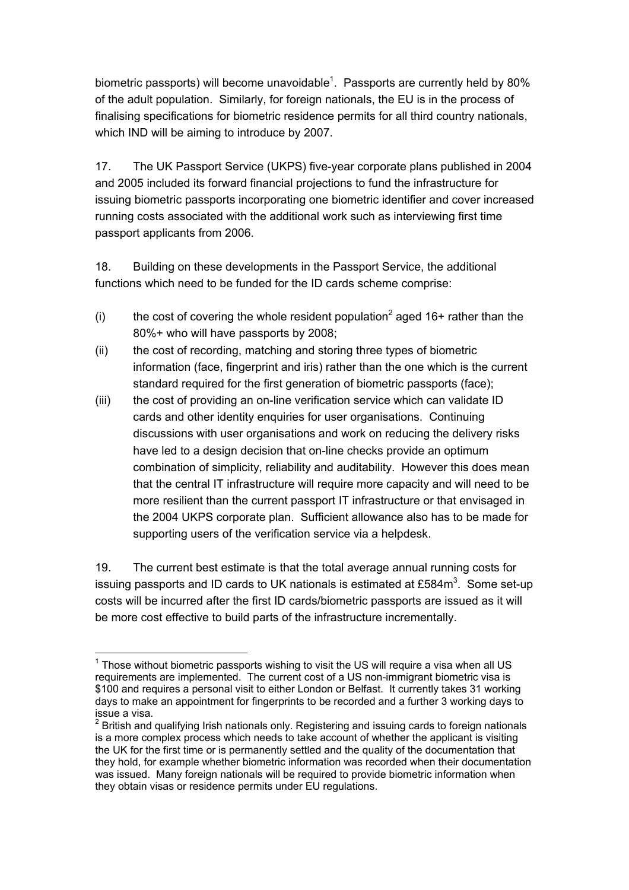biometric passports) will become unavoidable[1]. Passports are currently held by 80% of the adult population. Similarly, for foreign nationals, the EU is in the process of finalising specifications for biometric residence permits for all third country nationals, which IND will be aiming to introduce by 2007.

17. The UK Passport Service (UKPS) five-year corporate plans published in 2004 and 2005 included its forward financial projections to fund the infrastructure for issuing biometric passports incorporating one biometric identifier and cover increased running costs associated with the additional work such as interviewing first time passport applicants from 2006.

18. Building on these developments in the Passport Service, the additional functions which need to be funded for the ID cards scheme comprise:

(i) the cost of covering the whole resident population[2] aged 16+ rather than the 80%+ who will have passports by 2008;

(ii) the cost of recording, matching and storing three types of biometric information (face, fingerprint and iris) rather than the one which is the current standard required for the first generation of biometric passports (face);

(iii) the cost of providing an on-line verification service which can validate ID cards and other identity enquiries for user organisations. Continuing discussions with user organisations and work on reducing the delivery risks have led to a design decision that on-line checks provide an optimum combination of simplicity, reliability and auditability. However this does mean that the central IT infrastructure will require more capacity and will need to be more resilient than the current passport IT infrastructure or that envisaged in the 2004 UKPS corporate plan. Sufficient allowance also has to be made for supporting users of the verification service via a helpdesk.

19. The current best estimate is that the total average annual running costs for issuing passports and ID cards to UK nationals is estimated at £584m[3]. Some set-up costs will be incurred after the first ID cards/biometric passports are issued as it will be more cost effective to build parts of the infrastructure incrementally.

---

[1] Those without biometric passports wishing to visit the US will require a visa when all US requirements are implemented. The current cost of a US non-immigrant biometric visa is $100 and requires a personal visit to either London or Belfast. It currently takes 31 working days to make an appointment for fingerprints to be recorded and a further 3 working days to issue a visa.

[2] British and qualifying Irish nationals only. Registering and issuing cards to foreign nationals is a more complex process which needs to take account of whether the applicant is visiting the UK for the first time or is permanently settled and the quality of the documentation that they hold, for example whether biometric information was recorded when their documentation was issued. Many foreign nationals will be required to provide biometric information when they obtain visas or residence permits under EU regulations.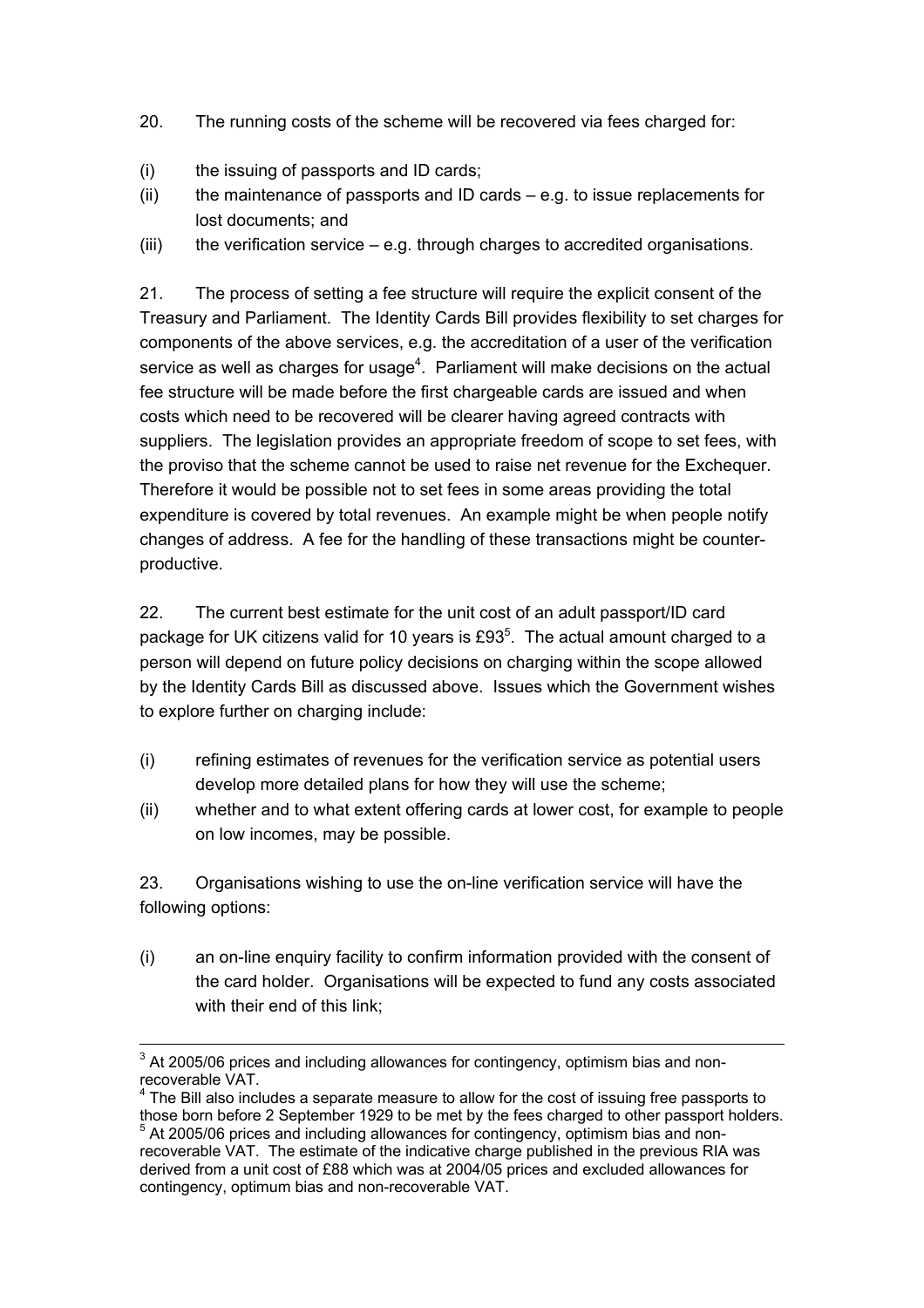20. The running costs of the scheme will be recovered via fees charged for:

(i) the issuing of passports and ID cards;

(ii) the maintenance of passports and ID cards – e.g. to issue replacements for lost documents; and

(iii) the verification service – e.g. through charges to accredited organisations.

21. The process of setting a fee structure will require the explicit consent of the Treasury and Parliament. The Identity Cards Bill provides flexibility to set charges for components of the above services, e.g. the accreditation of a user of the verification service as well as charges for usage[4]. Parliament will make decisions on the actual fee structure will be made before the first chargeable cards are issued and when costs which need to be recovered will be clearer having agreed contracts with suppliers. The legislation provides an appropriate freedom of scope to set fees, with the proviso that the scheme cannot be used to raise net revenue for the Exchequer. Therefore it would be possible not to set fees in some areas providing the total expenditure is covered by total revenues. An example might be when people notify changes of address. A fee for the handling of these transactions might be counter-productive.

22. The current best estimate for the unit cost of an adult passport/ID card package for UK citizens valid for 10 years is £93[5]. The actual amount charged to a person will depend on future policy decisions on charging within the scope allowed by the Identity Cards Bill as discussed above. Issues which the Government wishes to explore further on charging include:

(i) refining estimates of revenues for the verification service as potential users develop more detailed plans for how they will use the scheme;

(ii) whether and to what extent offering cards at lower cost, for example to people on low incomes, may be possible.

23. Organisations wishing to use the on-line verification service will have the following options:

(i) an on-line enquiry facility to confirm information provided with the consent of the card holder. Organisations will be expected to fund any costs associated with their end of this link;

---

[3] At 2005/06 prices and including allowances for contingency, optimism bias and non-recoverable VAT.

[4] The Bill also includes a separate measure to allow for the cost of issuing free passports to those born before 2 September 1929 to be met by the fees charged to other passport holders.

[5] At 2005/06 prices and including allowances for contingency, optimism bias and non-recoverable VAT. The estimate of the indicative charge published in the previous RIA was derived from a unit cost of £88 which was at 2004/05 prices and excluded allowances for contingency, optimum bias and non-recoverable VAT.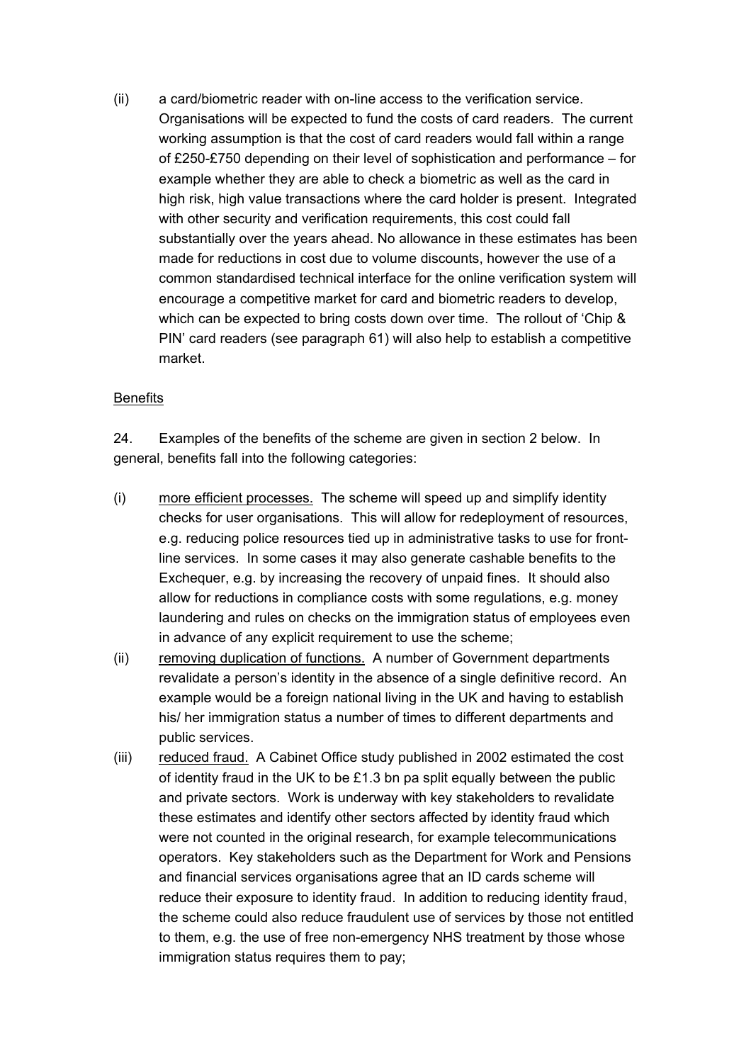(ii) a card/biometric reader with on-line access to the verification service. Organisations will be expected to fund the costs of card readers. The current working assumption is that the cost of card readers would fall within a range of £250-£750 depending on their level of sophistication and performance – for example whether they are able to check a biometric as well as the card in high risk, high value transactions where the card holder is present. Integrated with other security and verification requirements, this cost could fall substantially over the years ahead. No allowance in these estimates has been made for reductions in cost due to volume discounts, however the use of a common standardised technical interface for the online verification system will encourage a competitive market for card and biometric readers to develop, which can be expected to bring costs down over time. The rollout of 'Chip & PIN' card readers (see paragraph 61) will also help to establish a competitive market.

<u>Benefits</u>

24. Examples of the benefits of the scheme are given in section 2 below. In general, benefits fall into the following categories:

(i) <u>more efficient processes.</u> The scheme will speed up and simplify identity checks for user organisations. This will allow for redeployment of resources, e.g. reducing police resources tied up in administrative tasks to use for front-line services. In some cases it may also generate cashable benefits to the Exchequer, e.g. by increasing the recovery of unpaid fines. It should also allow for reductions in compliance costs with some regulations, e.g. money laundering and rules on checks on the immigration status of employees even in advance of any explicit requirement to use the scheme;

(ii) <u>removing duplication of functions.</u> A number of Government departments revalidate a person's identity in the absence of a single definitive record. An example would be a foreign national living in the UK and having to establish his/ her immigration status a number of times to different departments and public services.

(iii) <u>reduced fraud.</u> A Cabinet Office study published in 2002 estimated the cost of identity fraud in the UK to be £1.3 bn pa split equally between the public and private sectors. Work is underway with key stakeholders to revalidate these estimates and identify other sectors affected by identity fraud which were not counted in the original research, for example telecommunications operators. Key stakeholders such as the Department for Work and Pensions and financial services organisations agree that an ID cards scheme will reduce their exposure to identity fraud. In addition to reducing identity fraud, the scheme could also reduce fraudulent use of services by those not entitled to them, e.g. the use of free non-emergency NHS treatment by those whose immigration status requires them to pay;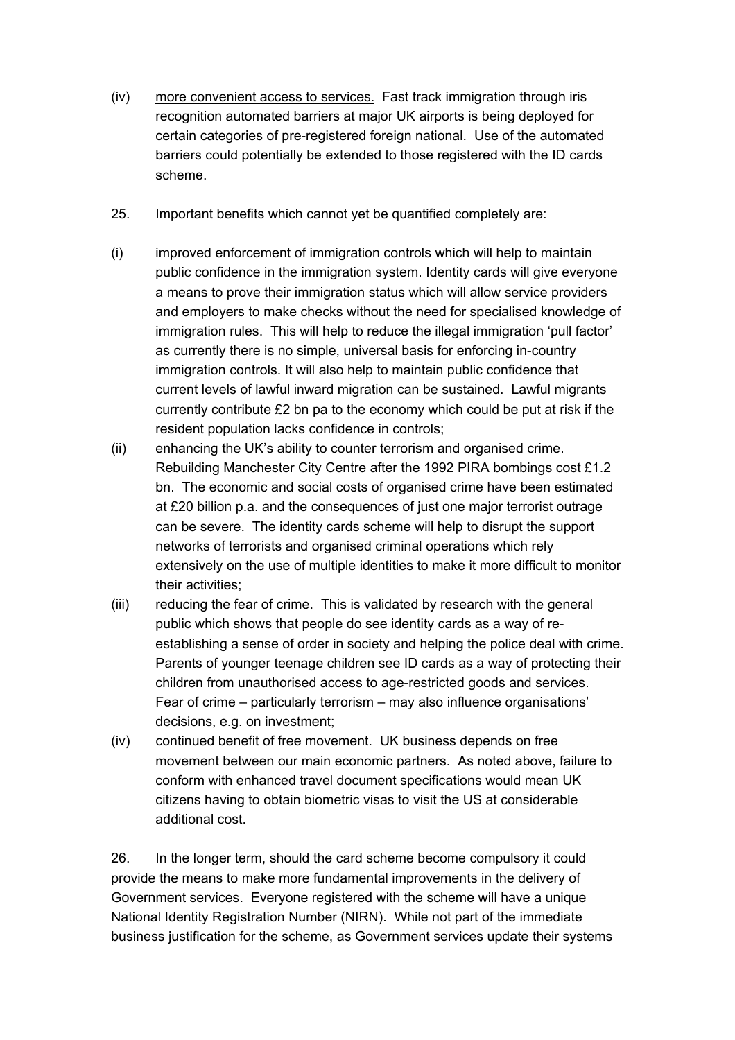(iv) more convenient access to services. Fast track immigration through iris recognition automated barriers at major UK airports is being deployed for certain categories of pre-registered foreign national. Use of the automated barriers could potentially be extended to those registered with the ID cards scheme.

25. Important benefits which cannot yet be quantified completely are:

(i) improved enforcement of immigration controls which will help to maintain public confidence in the immigration system. Identity cards will give everyone a means to prove their immigration status which will allow service providers and employers to make checks without the need for specialised knowledge of immigration rules. This will help to reduce the illegal immigration 'pull factor' as currently there is no simple, universal basis for enforcing in-country immigration controls. It will also help to maintain public confidence that current levels of lawful inward migration can be sustained. Lawful migrants currently contribute £2 bn pa to the economy which could be put at risk if the resident population lacks confidence in controls;

(ii) enhancing the UK's ability to counter terrorism and organised crime. Rebuilding Manchester City Centre after the 1992 PIRA bombings cost £1.2 bn. The economic and social costs of organised crime have been estimated at £20 billion p.a. and the consequences of just one major terrorist outrage can be severe. The identity cards scheme will help to disrupt the support networks of terrorists and organised criminal operations which rely extensively on the use of multiple identities to make it more difficult to monitor their activities;

(iii) reducing the fear of crime. This is validated by research with the general public which shows that people do see identity cards as a way of re-establishing a sense of order in society and helping the police deal with crime. Parents of younger teenage children see ID cards as a way of protecting their children from unauthorised access to age-restricted goods and services. Fear of crime – particularly terrorism – may also influence organisations' decisions, e.g. on investment;

(iv) continued benefit of free movement. UK business depends on free movement between our main economic partners. As noted above, failure to conform with enhanced travel document specifications would mean UK citizens having to obtain biometric visas to visit the US at considerable additional cost.

26. In the longer term, should the card scheme become compulsory it could provide the means to make more fundamental improvements in the delivery of Government services. Everyone registered with the scheme will have a unique National Identity Registration Number (NIRN). While not part of the immediate business justification for the scheme, as Government services update their systems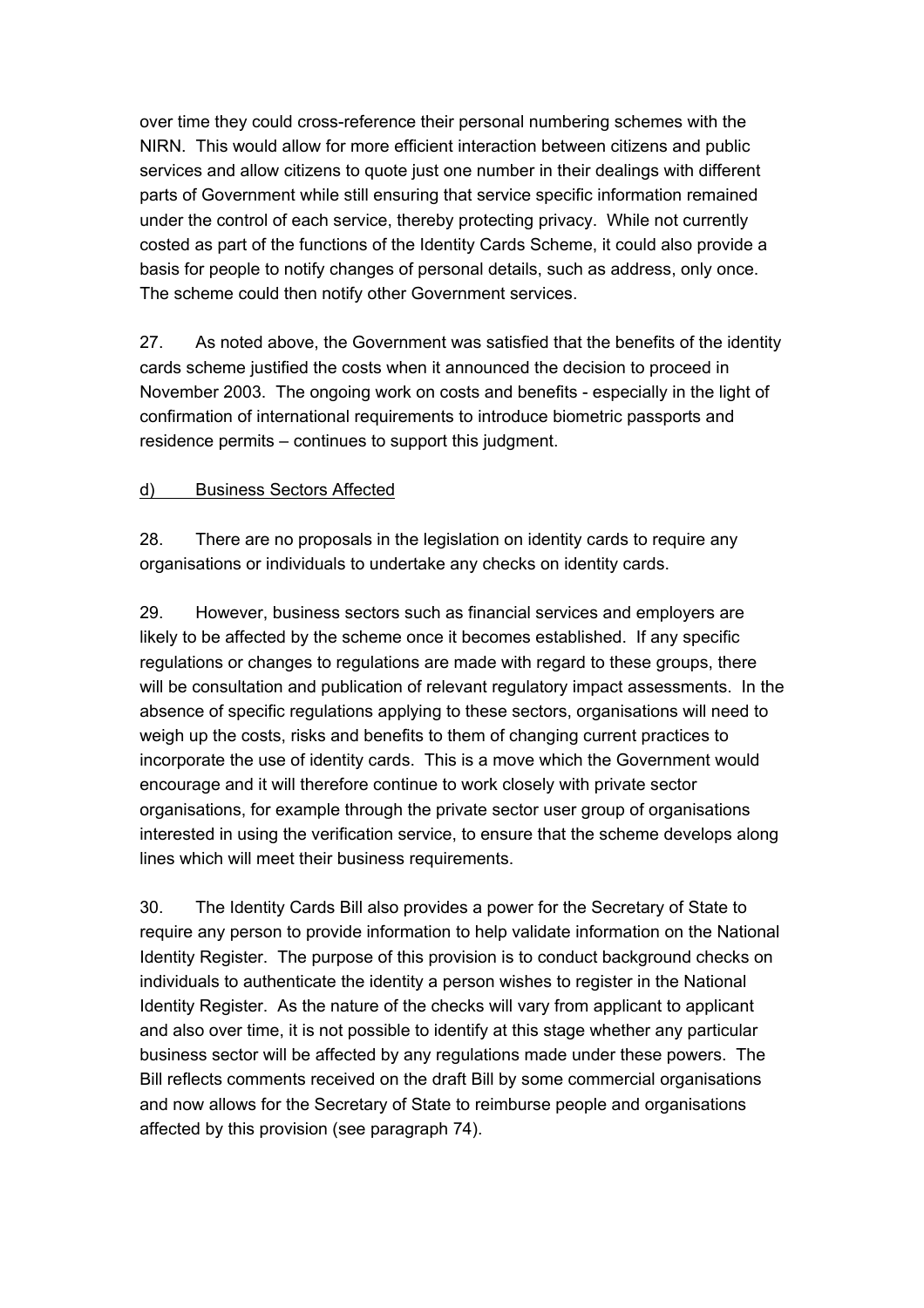over time they could cross-reference their personal numbering schemes with the NIRN. This would allow for more efficient interaction between citizens and public services and allow citizens to quote just one number in their dealings with different parts of Government while still ensuring that service specific information remained under the control of each service, thereby protecting privacy. While not currently costed as part of the functions of the Identity Cards Scheme, it could also provide a basis for people to notify changes of personal details, such as address, only once. The scheme could then notify other Government services.

27. As noted above, the Government was satisfied that the benefits of the identity cards scheme justified the costs when it announced the decision to proceed in November 2003. The ongoing work on costs and benefits - especially in the light of confirmation of international requirements to introduce biometric passports and residence permits – continues to support this judgment.

d) Business Sectors Affected

28. There are no proposals in the legislation on identity cards to require any organisations or individuals to undertake any checks on identity cards.

29. However, business sectors such as financial services and employers are likely to be affected by the scheme once it becomes established. If any specific regulations or changes to regulations are made with regard to these groups, there will be consultation and publication of relevant regulatory impact assessments. In the absence of specific regulations applying to these sectors, organisations will need to weigh up the costs, risks and benefits to them of changing current practices to incorporate the use of identity cards. This is a move which the Government would encourage and it will therefore continue to work closely with private sector organisations, for example through the private sector user group of organisations interested in using the verification service, to ensure that the scheme develops along lines which will meet their business requirements.

30. The Identity Cards Bill also provides a power for the Secretary of State to require any person to provide information to help validate information on the National Identity Register. The purpose of this provision is to conduct background checks on individuals to authenticate the identity a person wishes to register in the National Identity Register. As the nature of the checks will vary from applicant to applicant and also over time, it is not possible to identify at this stage whether any particular business sector will be affected by any regulations made under these powers. The Bill reflects comments received on the draft Bill by some commercial organisations and now allows for the Secretary of State to reimburse people and organisations affected by this provision (see paragraph 74).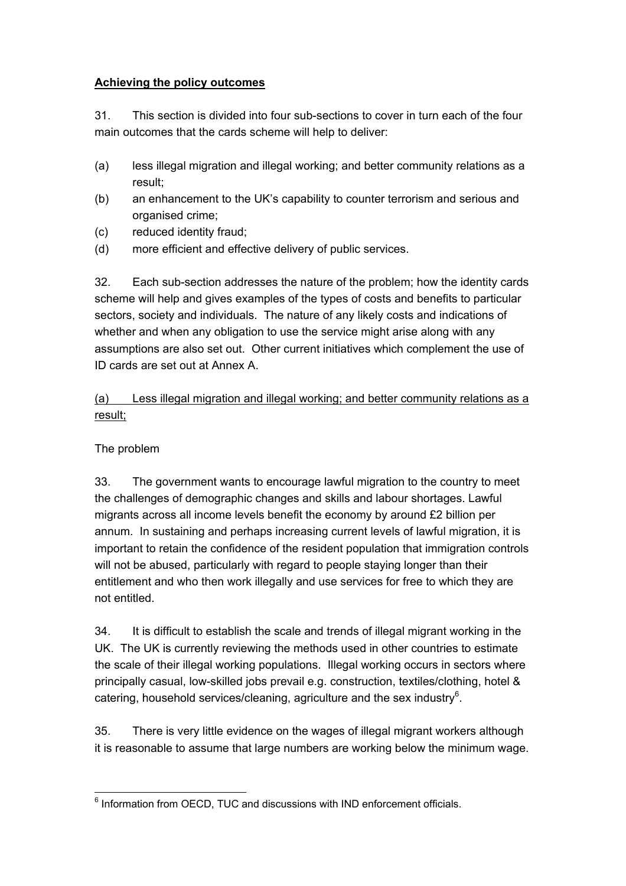## Achieving the policy outcomes

31. This section is divided into four sub-sections to cover in turn each of the four main outcomes that the cards scheme will help to deliver:

(a) less illegal migration and illegal working; and better community relations as a result;

(b) an enhancement to the UK's capability to counter terrorism and serious and organised crime;

(c) reduced identity fraud;

(d) more efficient and effective delivery of public services.

32. Each sub-section addresses the nature of the problem; how the identity cards scheme will help and gives examples of the types of costs and benefits to particular sectors, society and individuals. The nature of any likely costs and indications of whether and when any obligation to use the service might arise along with any assumptions are also set out. Other current initiatives which complement the use of ID cards are set out at Annex A.

### (a) Less illegal migration and illegal working; and better community relations as a result;

The problem

33. The government wants to encourage lawful migration to the country to meet the challenges of demographic changes and skills and labour shortages. Lawful migrants across all income levels benefit the economy by around £2 billion per annum. In sustaining and perhaps increasing current levels of lawful migration, it is important to retain the confidence of the resident population that immigration controls will not be abused, particularly with regard to people staying longer than their entitlement and who then work illegally and use services for free to which they are not entitled.

34. It is difficult to establish the scale and trends of illegal migrant working in the UK. The UK is currently reviewing the methods used in other countries to estimate the scale of their illegal working populations. Illegal working occurs in sectors where principally casual, low-skilled jobs prevail e.g. construction, textiles/clothing, hotel & catering, household services/cleaning, agriculture and the sex industry[6].

35. There is very little evidence on the wages of illegal migrant workers although it is reasonable to assume that large numbers are working below the minimum wage.

---

[6] Information from OECD, TUC and discussions with IND enforcement officials.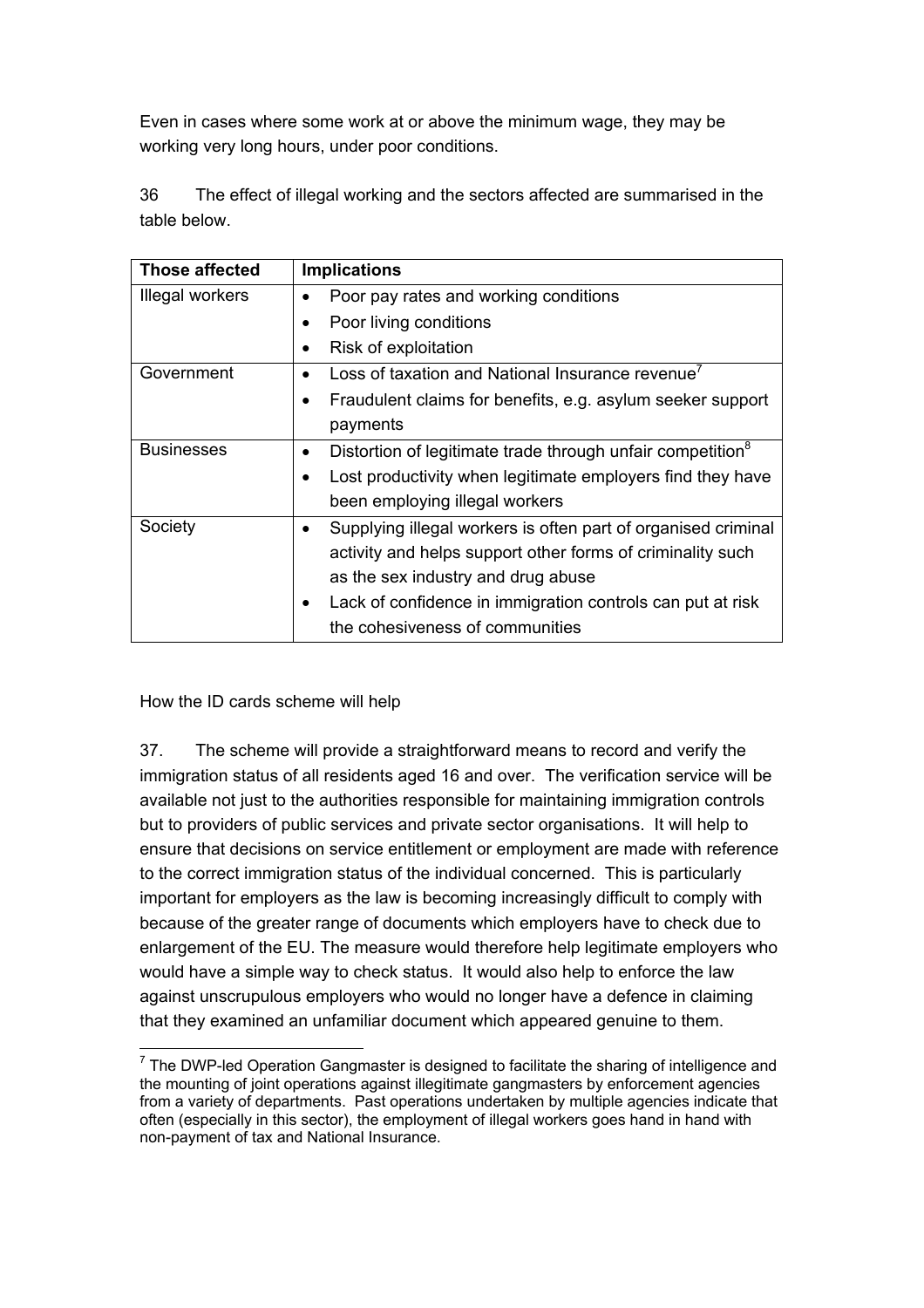Even in cases where some work at or above the minimum wage, they may be working very long hours, under poor conditions.

36 The effect of illegal working and the sectors affected are summarised in the table below.

| Those affected | Implications |
|---|---|
| Illegal workers | • Poor pay rates and working conditions<br>• Poor living conditions<br>• Risk of exploitation |
| Government | • Loss of taxation and National Insurance revenue[7]<br>• Fraudulent claims for benefits, e.g. asylum seeker support payments |
| Businesses | • Distortion of legitimate trade through unfair competition[8]<br>• Lost productivity when legitimate employers find they have been employing illegal workers |
| Society | • Supplying illegal workers is often part of organised criminal activity and helps support other forms of criminality such as the sex industry and drug abuse<br>• Lack of confidence in immigration controls can put at risk the cohesiveness of communities |

How the ID cards scheme will help

37. The scheme will provide a straightforward means to record and verify the immigration status of all residents aged 16 and over. The verification service will be available not just to the authorities responsible for maintaining immigration controls but to providers of public services and private sector organisations. It will help to ensure that decisions on service entitlement or employment are made with reference to the correct immigration status of the individual concerned. This is particularly important for employers as the law is becoming increasingly difficult to comply with because of the greater range of documents which employers have to check due to enlargement of the EU. The measure would therefore help legitimate employers who would have a simple way to check status. It would also help to enforce the law against unscrupulous employers who would no longer have a defence in claiming that they examined an unfamiliar document which appeared genuine to them.

[7] The DWP-led Operation Gangmaster is designed to facilitate the sharing of intelligence and the mounting of joint operations against illegitimate gangmasters by enforcement agencies from a variety of departments. Past operations undertaken by multiple agencies indicate that often (especially in this sector), the employment of illegal workers goes hand in hand with non-payment of tax and National Insurance.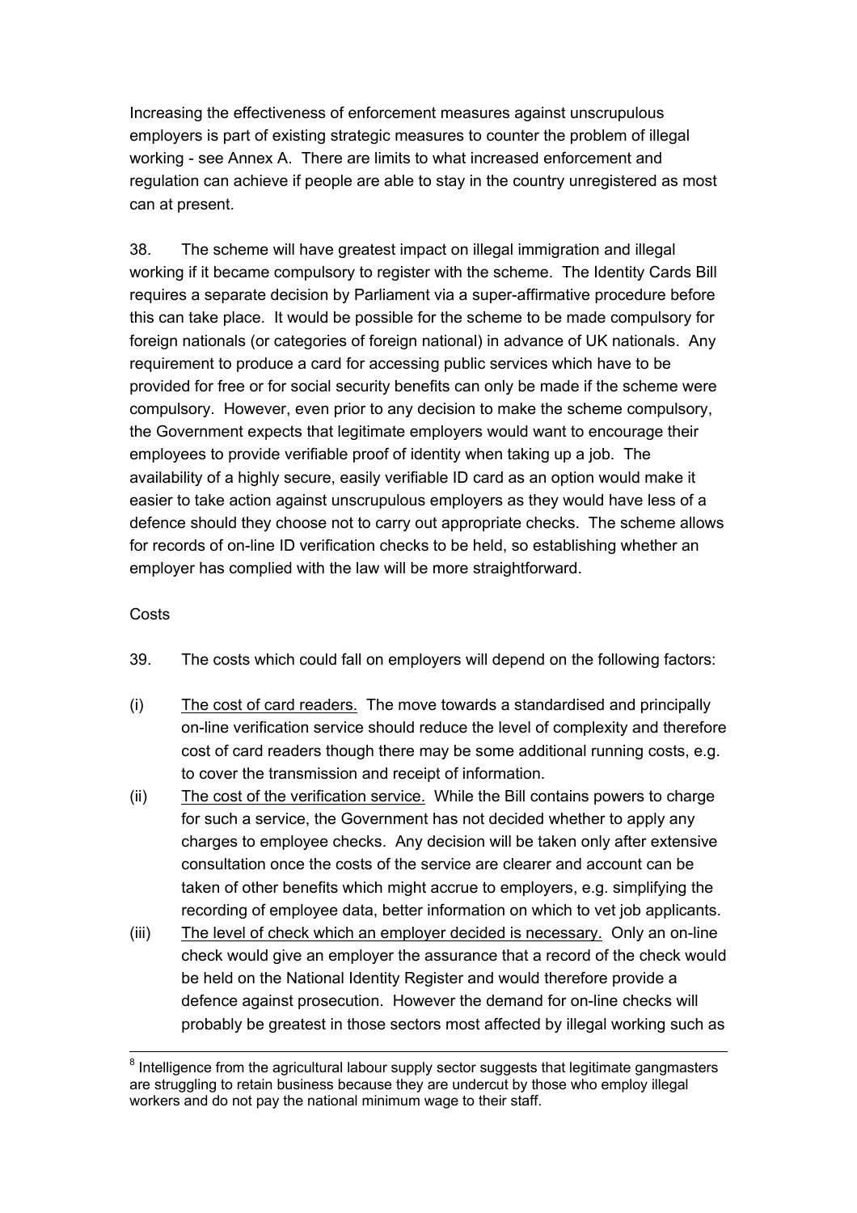Increasing the effectiveness of enforcement measures against unscrupulous employers is part of existing strategic measures to counter the problem of illegal working - see Annex A. There are limits to what increased enforcement and regulation can achieve if people are able to stay in the country unregistered as most can at present.

38. The scheme will have greatest impact on illegal immigration and illegal working if it became compulsory to register with the scheme. The Identity Cards Bill requires a separate decision by Parliament via a super-affirmative procedure before this can take place. It would be possible for the scheme to be made compulsory for foreign nationals (or categories of foreign national) in advance of UK nationals. Any requirement to produce a card for accessing public services which have to be provided for free or for social security benefits can only be made if the scheme were compulsory. However, even prior to any decision to make the scheme compulsory, the Government expects that legitimate employers would want to encourage their employees to provide verifiable proof of identity when taking up a job. The availability of a highly secure, easily verifiable ID card as an option would make it easier to take action against unscrupulous employers as they would have less of a defence should they choose not to carry out appropriate checks. The scheme allows for records of on-line ID verification checks to be held, so establishing whether an employer has complied with the law will be more straightforward.

Costs

39. The costs which could fall on employers will depend on the following factors:

(i) The cost of card readers. The move towards a standardised and principally on-line verification service should reduce the level of complexity and therefore cost of card readers though there may be some additional running costs, e.g. to cover the transmission and receipt of information.

(ii) The cost of the verification service. While the Bill contains powers to charge for such a service, the Government has not decided whether to apply any charges to employee checks. Any decision will be taken only after extensive consultation once the costs of the service are clearer and account can be taken of other benefits which might accrue to employers, e.g. simplifying the recording of employee data, better information on which to vet job applicants.

(iii) The level of check which an employer decided is necessary. Only an on-line check would give an employer the assurance that a record of the check would be held on the National Identity Register and would therefore provide a defence against prosecution. However the demand for on-line checks will probably be greatest in those sectors most affected by illegal working such as

---

[8] Intelligence from the agricultural labour supply sector suggests that legitimate gangmasters are struggling to retain business because they are undercut by those who employ illegal workers and do not pay the national minimum wage to their staff.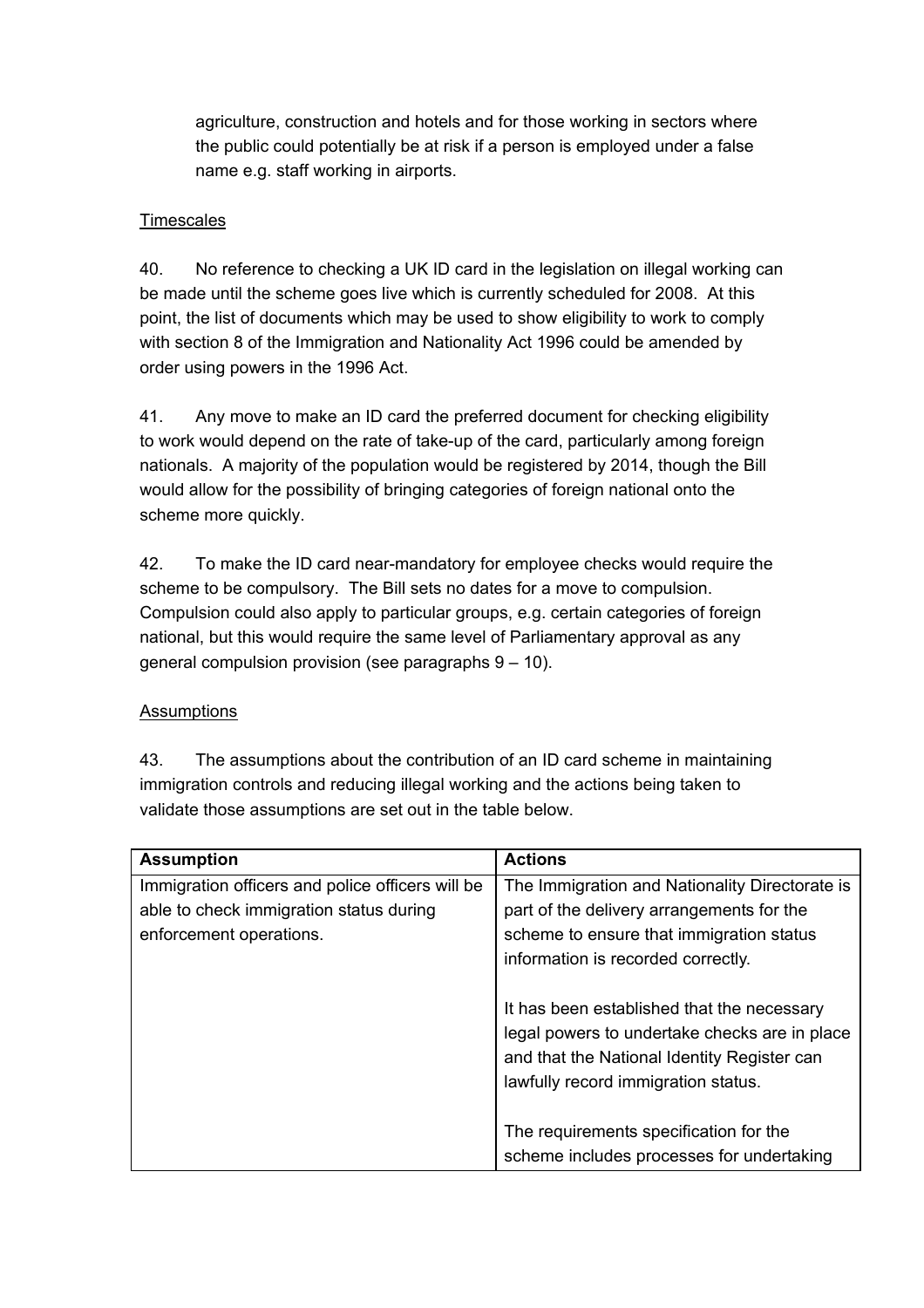agriculture, construction and hotels and for those working in sectors where the public could potentially be at risk if a person is employed under a false name e.g. staff working in airports.

<u>Timescales</u>

40. No reference to checking a UK ID card in the legislation on illegal working can be made until the scheme goes live which is currently scheduled for 2008. At this point, the list of documents which may be used to show eligibility to work to comply with section 8 of the Immigration and Nationality Act 1996 could be amended by order using powers in the 1996 Act.

41. Any move to make an ID card the preferred document for checking eligibility to work would depend on the rate of take-up of the card, particularly among foreign nationals. A majority of the population would be registered by 2014, though the Bill would allow for the possibility of bringing categories of foreign national onto the scheme more quickly.

42. To make the ID card near-mandatory for employee checks would require the scheme to be compulsory. The Bill sets no dates for a move to compulsion. Compulsion could also apply to particular groups, e.g. certain categories of foreign national, but this would require the same level of Parliamentary approval as any general compulsion provision (see paragraphs 9 – 10).

<u>Assumptions</u>

43. The assumptions about the contribution of an ID card scheme in maintaining immigration controls and reducing illegal working and the actions being taken to validate those assumptions are set out in the table below.

| Assumption | Actions |
|---|---|
| Immigration officers and police officers will be able to check immigration status during enforcement operations. | The Immigration and Nationality Directorate is part of the delivery arrangements for the scheme to ensure that immigration status information is recorded correctly.<br><br>It has been established that the necessary legal powers to undertake checks are in place and that the National Identity Register can lawfully record immigration status.<br><br>The requirements specification for the scheme includes processes for undertaking |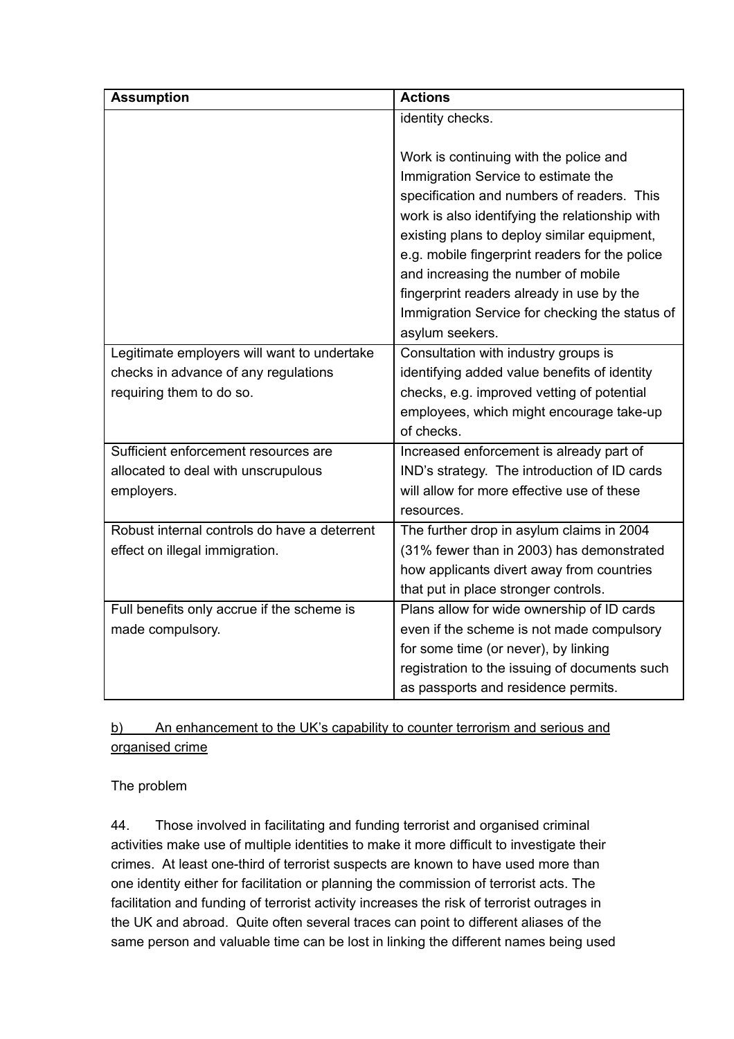| Assumption | Actions |
|---|---|
| | identity checks.<br><br>Work is continuing with the police and Immigration Service to estimate the specification and numbers of readers. This work is also identifying the relationship with existing plans to deploy similar equipment, e.g. mobile fingerprint readers for the police and increasing the number of mobile fingerprint readers already in use by the Immigration Service for checking the status of asylum seekers. |
| Legitimate employers will want to undertake checks in advance of any regulations requiring them to do so. | Consultation with industry groups is identifying added value benefits of identity checks, e.g. improved vetting of potential employees, which might encourage take-up of checks. |
| Sufficient enforcement resources are allocated to deal with unscrupulous employers. | Increased enforcement is already part of IND's strategy. The introduction of ID cards will allow for more effective use of these resources. |
| Robust internal controls do have a deterrent effect on illegal immigration. | The further drop in asylum claims in 2004 (31% fewer than in 2003) has demonstrated how applicants divert away from countries that put in place stronger controls. |
| Full benefits only accrue if the scheme is made compulsory. | Plans allow for wide ownership of ID cards even if the scheme is not made compulsory for some time (or never), by linking registration to the issuing of documents such as passports and residence permits. |

b) An enhancement to the UK's capability to counter terrorism and serious and organised crime

The problem

44. Those involved in facilitating and funding terrorist and organised criminal activities make use of multiple identities to make it more difficult to investigate their crimes. At least one-third of terrorist suspects are known to have used more than one identity either for facilitation or planning the commission of terrorist acts. The facilitation and funding of terrorist activity increases the risk of terrorist outrages in the UK and abroad. Quite often several traces can point to different aliases of the same person and valuable time can be lost in linking the different names being used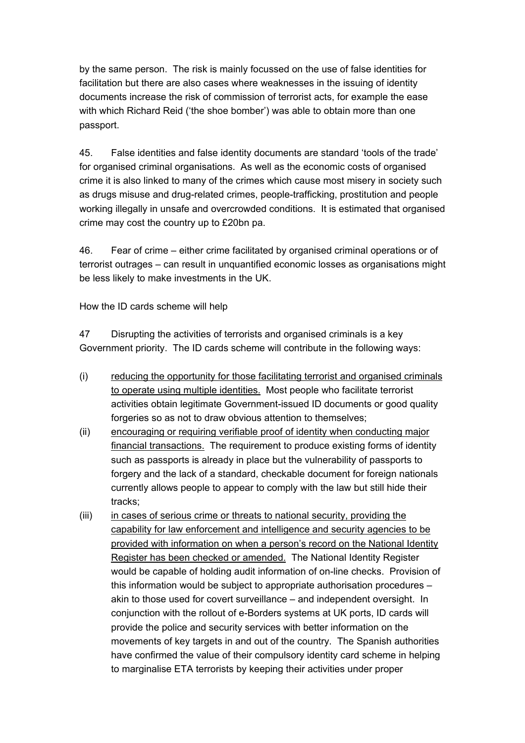by the same person. The risk is mainly focussed on the use of false identities for facilitation but there are also cases where weaknesses in the issuing of identity documents increase the risk of commission of terrorist acts, for example the ease with which Richard Reid ('the shoe bomber') was able to obtain more than one passport.

45. False identities and false identity documents are standard 'tools of the trade' for organised criminal organisations. As well as the economic costs of organised crime it is also linked to many of the crimes which cause most misery in society such as drugs misuse and drug-related crimes, people-trafficking, prostitution and people working illegally in unsafe and overcrowded conditions. It is estimated that organised crime may cost the country up to £20bn pa.

46. Fear of crime – either crime facilitated by organised criminal operations or of terrorist outrages – can result in unquantified economic losses as organisations might be less likely to make investments in the UK.

How the ID cards scheme will help

47 Disrupting the activities of terrorists and organised criminals is a key Government priority. The ID cards scheme will contribute in the following ways:

(i) <u>reducing the opportunity for those facilitating terrorist and organised criminals to operate using multiple identities.</u> Most people who facilitate terrorist activities obtain legitimate Government-issued ID documents or good quality forgeries so as not to draw obvious attention to themselves;

(ii) <u>encouraging or requiring verifiable proof of identity when conducting major financial transactions.</u> The requirement to produce existing forms of identity such as passports is already in place but the vulnerability of passports to forgery and the lack of a standard, checkable document for foreign nationals currently allows people to appear to comply with the law but still hide their tracks;

(iii) <u>in cases of serious crime or threats to national security, providing the capability for law enforcement and intelligence and security agencies to be provided with information on when a person's record on the National Identity Register has been checked or amended.</u> The National Identity Register would be capable of holding audit information of on-line checks. Provision of this information would be subject to appropriate authorisation procedures – akin to those used for covert surveillance – and independent oversight. In conjunction with the rollout of e-Borders systems at UK ports, ID cards will provide the police and security services with better information on the movements of key targets in and out of the country. The Spanish authorities have confirmed the value of their compulsory identity card scheme in helping to marginalise ETA terrorists by keeping their activities under proper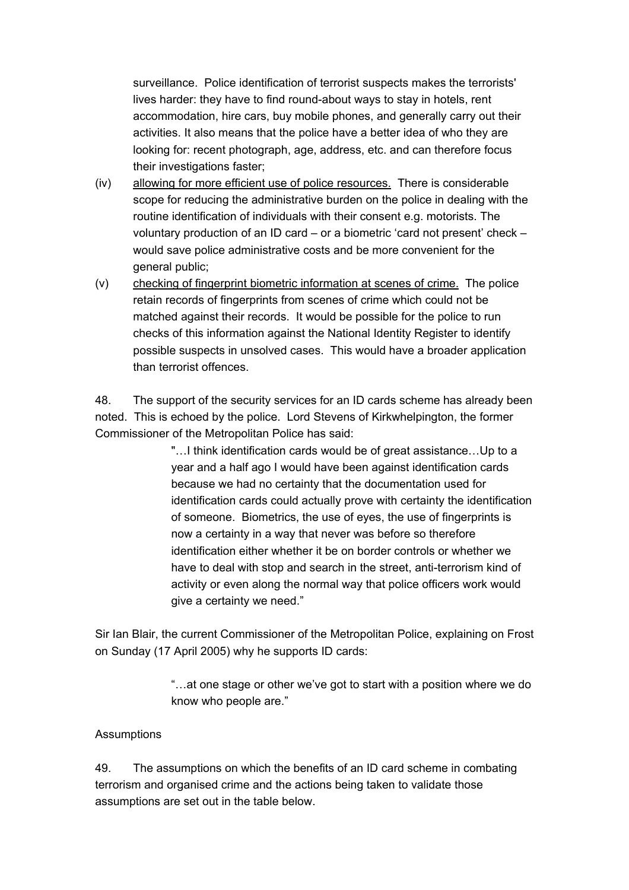surveillance. Police identification of terrorist suspects makes the terrorists' lives harder: they have to find round-about ways to stay in hotels, rent accommodation, hire cars, buy mobile phones, and generally carry out their activities. It also means that the police have a better idea of who they are looking for: recent photograph, age, address, etc. and can therefore focus their investigations faster;

(iv) allowing for more efficient use of police resources. There is considerable scope for reducing the administrative burden on the police in dealing with the routine identification of individuals with their consent e.g. motorists. The voluntary production of an ID card – or a biometric 'card not present' check – would save police administrative costs and be more convenient for the general public;

(v) checking of fingerprint biometric information at scenes of crime. The police retain records of fingerprints from scenes of crime which could not be matched against their records. It would be possible for the police to run checks of this information against the National Identity Register to identify possible suspects in unsolved cases. This would have a broader application than terrorist offences.

48. The support of the security services for an ID cards scheme has already been noted. This is echoed by the police. Lord Stevens of Kirkwhelpington, the former Commissioner of the Metropolitan Police has said:

> "…I think identification cards would be of great assistance…Up to a year and a half ago I would have been against identification cards because we had no certainty that the documentation used for identification cards could actually prove with certainty the identification of someone. Biometrics, the use of eyes, the use of fingerprints is now a certainty in a way that never was before so therefore identification either whether it be on border controls or whether we have to deal with stop and search in the street, anti-terrorism kind of activity or even along the normal way that police officers work would give a certainty we need."

Sir Ian Blair, the current Commissioner of the Metropolitan Police, explaining on Frost on Sunday (17 April 2005) why he supports ID cards:

> "…at one stage or other we've got to start with a position where we do know who people are."

Assumptions

49. The assumptions on which the benefits of an ID card scheme in combating terrorism and organised crime and the actions being taken to validate those assumptions are set out in the table below.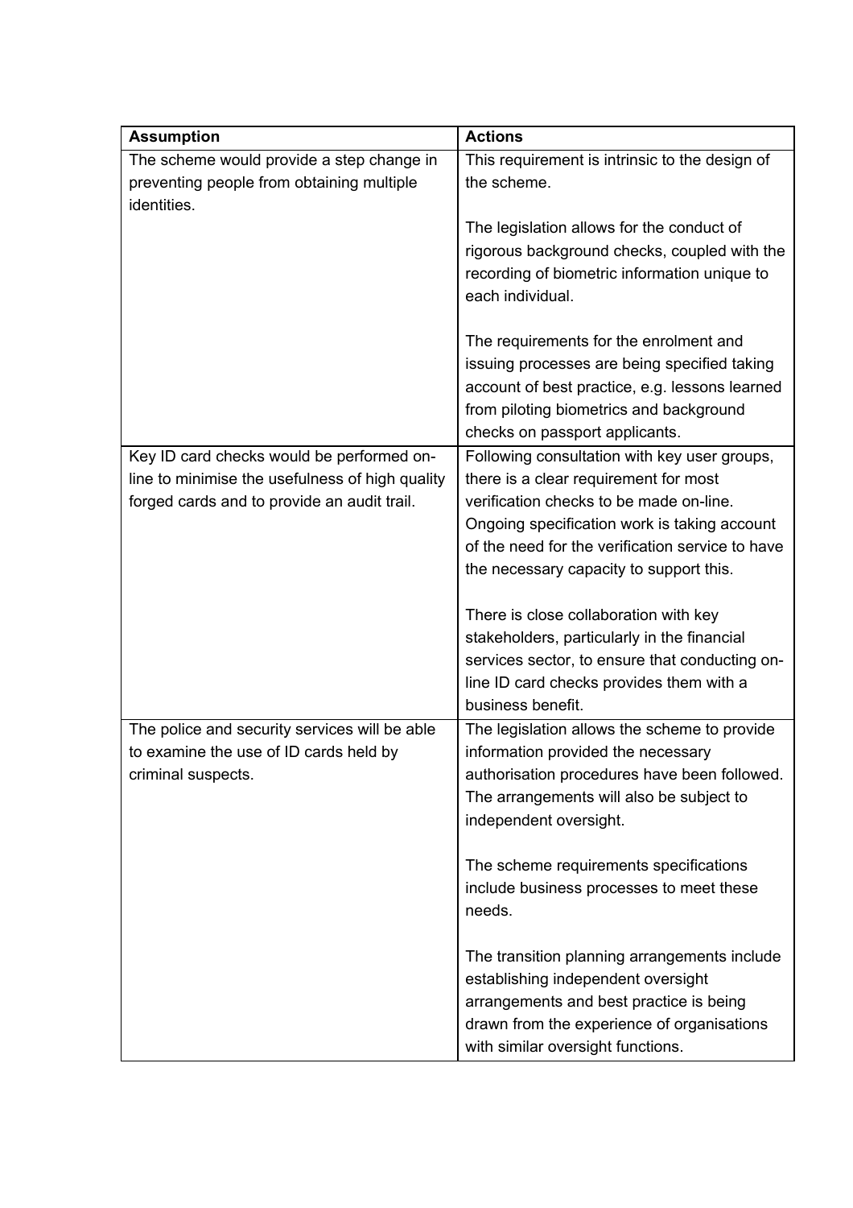| Assumption | Actions |
|---|---|
| The scheme would provide a step change in preventing people from obtaining multiple identities. | This requirement is intrinsic to the design of the scheme.<br><br>The legislation allows for the conduct of rigorous background checks, coupled with the recording of biometric information unique to each individual.<br><br>The requirements for the enrolment and issuing processes are being specified taking account of best practice, e.g. lessons learned from piloting biometrics and background checks on passport applicants. |
| Key ID card checks would be performed on-line to minimise the usefulness of high quality forged cards and to provide an audit trail. | Following consultation with key user groups, there is a clear requirement for most verification checks to be made on-line. Ongoing specification work is taking account of the need for the verification service to have the necessary capacity to support this.<br><br>There is close collaboration with key stakeholders, particularly in the financial services sector, to ensure that conducting on-line ID card checks provides them with a business benefit. |
| The police and security services will be able to examine the use of ID cards held by criminal suspects. | The legislation allows the scheme to provide information provided the necessary authorisation procedures have been followed. The arrangements will also be subject to independent oversight.<br><br>The scheme requirements specifications include business processes to meet these needs.<br><br>The transition planning arrangements include establishing independent oversight arrangements and best practice is being drawn from the experience of organisations with similar oversight functions. |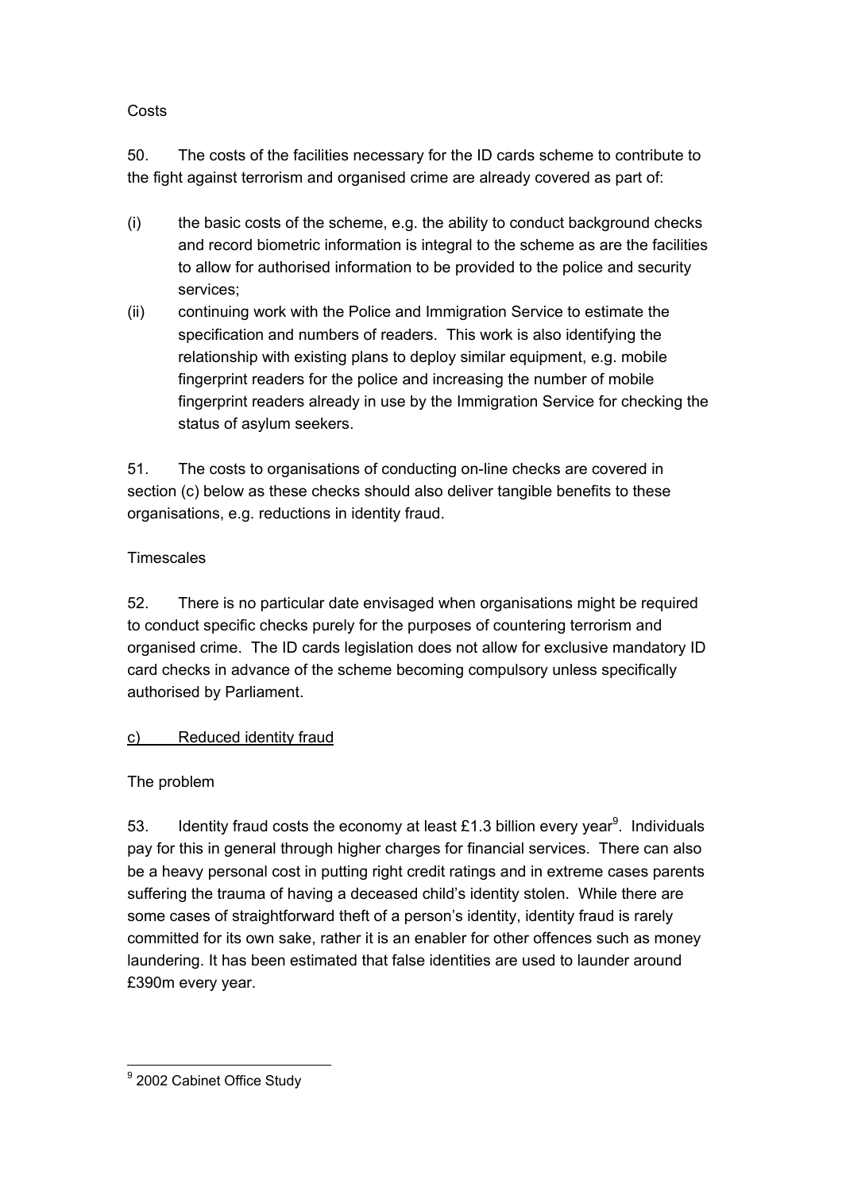Costs

50. The costs of the facilities necessary for the ID cards scheme to contribute to the fight against terrorism and organised crime are already covered as part of:

(i) the basic costs of the scheme, e.g. the ability to conduct background checks and record biometric information is integral to the scheme as are the facilities to allow for authorised information to be provided to the police and security services;

(ii) continuing work with the Police and Immigration Service to estimate the specification and numbers of readers. This work is also identifying the relationship with existing plans to deploy similar equipment, e.g. mobile fingerprint readers for the police and increasing the number of mobile fingerprint readers already in use by the Immigration Service for checking the status of asylum seekers.

51. The costs to organisations of conducting on-line checks are covered in section (c) below as these checks should also deliver tangible benefits to these organisations, e.g. reductions in identity fraud.

Timescales

52. There is no particular date envisaged when organisations might be required to conduct specific checks purely for the purposes of countering terrorism and organised crime. The ID cards legislation does not allow for exclusive mandatory ID card checks in advance of the scheme becoming compulsory unless specifically authorised by Parliament.

c) Reduced identity fraud

The problem

53. Identity fraud costs the economy at least £1.3 billion every year[9]. Individuals pay for this in general through higher charges for financial services. There can also be a heavy personal cost in putting right credit ratings and in extreme cases parents suffering the trauma of having a deceased child's identity stolen. While there are some cases of straightforward theft of a person's identity, identity fraud is rarely committed for its own sake, rather it is an enabler for other offences such as money laundering. It has been estimated that false identities are used to launder around £390m every year.

[9] 2002 Cabinet Office Study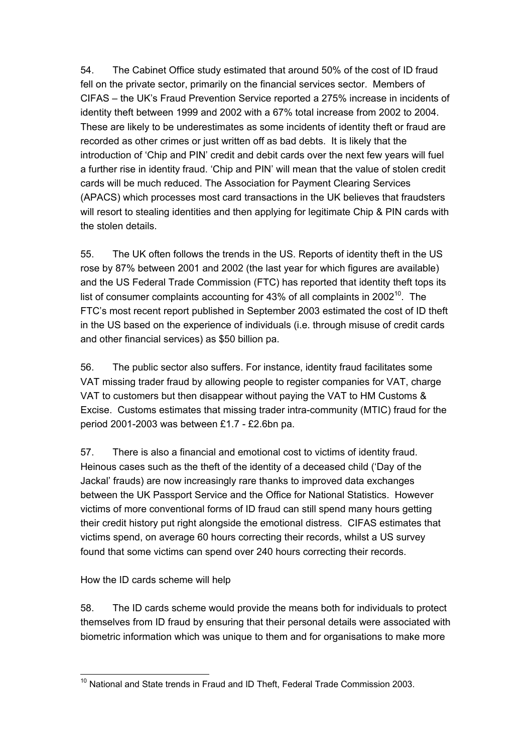54. The Cabinet Office study estimated that around 50% of the cost of ID fraud fell on the private sector, primarily on the financial services sector. Members of CIFAS – the UK's Fraud Prevention Service reported a 275% increase in incidents of identity theft between 1999 and 2002 with a 67% total increase from 2002 to 2004. These are likely to be underestimates as some incidents of identity theft or fraud are recorded as other crimes or just written off as bad debts. It is likely that the introduction of 'Chip and PIN' credit and debit cards over the next few years will fuel a further rise in identity fraud. 'Chip and PIN' will mean that the value of stolen credit cards will be much reduced. The Association for Payment Clearing Services (APACS) which processes most card transactions in the UK believes that fraudsters will resort to stealing identities and then applying for legitimate Chip & PIN cards with the stolen details.

55. The UK often follows the trends in the US. Reports of identity theft in the US rose by 87% between 2001 and 2002 (the last year for which figures are available) and the US Federal Trade Commission (FTC) has reported that identity theft tops its list of consumer complaints accounting for 43% of all complaints in 2002[10]. The FTC's most recent report published in September 2003 estimated the cost of ID theft in the US based on the experience of individuals (i.e. through misuse of credit cards and other financial services) as $50 billion pa.

56. The public sector also suffers. For instance, identity fraud facilitates some VAT missing trader fraud by allowing people to register companies for VAT, charge VAT to customers but then disappear without paying the VAT to HM Customs & Excise. Customs estimates that missing trader intra-community (MTIC) fraud for the period 2001-2003 was between £1.7 - £2.6bn pa.

57. There is also a financial and emotional cost to victims of identity fraud. Heinous cases such as the theft of the identity of a deceased child ('Day of the Jackal' frauds) are now increasingly rare thanks to improved data exchanges between the UK Passport Service and the Office for National Statistics. However victims of more conventional forms of ID fraud can still spend many hours getting their credit history put right alongside the emotional distress. CIFAS estimates that victims spend, on average 60 hours correcting their records, whilst a US survey found that some victims can spend over 240 hours correcting their records.

How the ID cards scheme will help

58. The ID cards scheme would provide the means both for individuals to protect themselves from ID fraud by ensuring that their personal details were associated with biometric information which was unique to them and for organisations to make more

[10] National and State trends in Fraud and ID Theft, Federal Trade Commission 2003.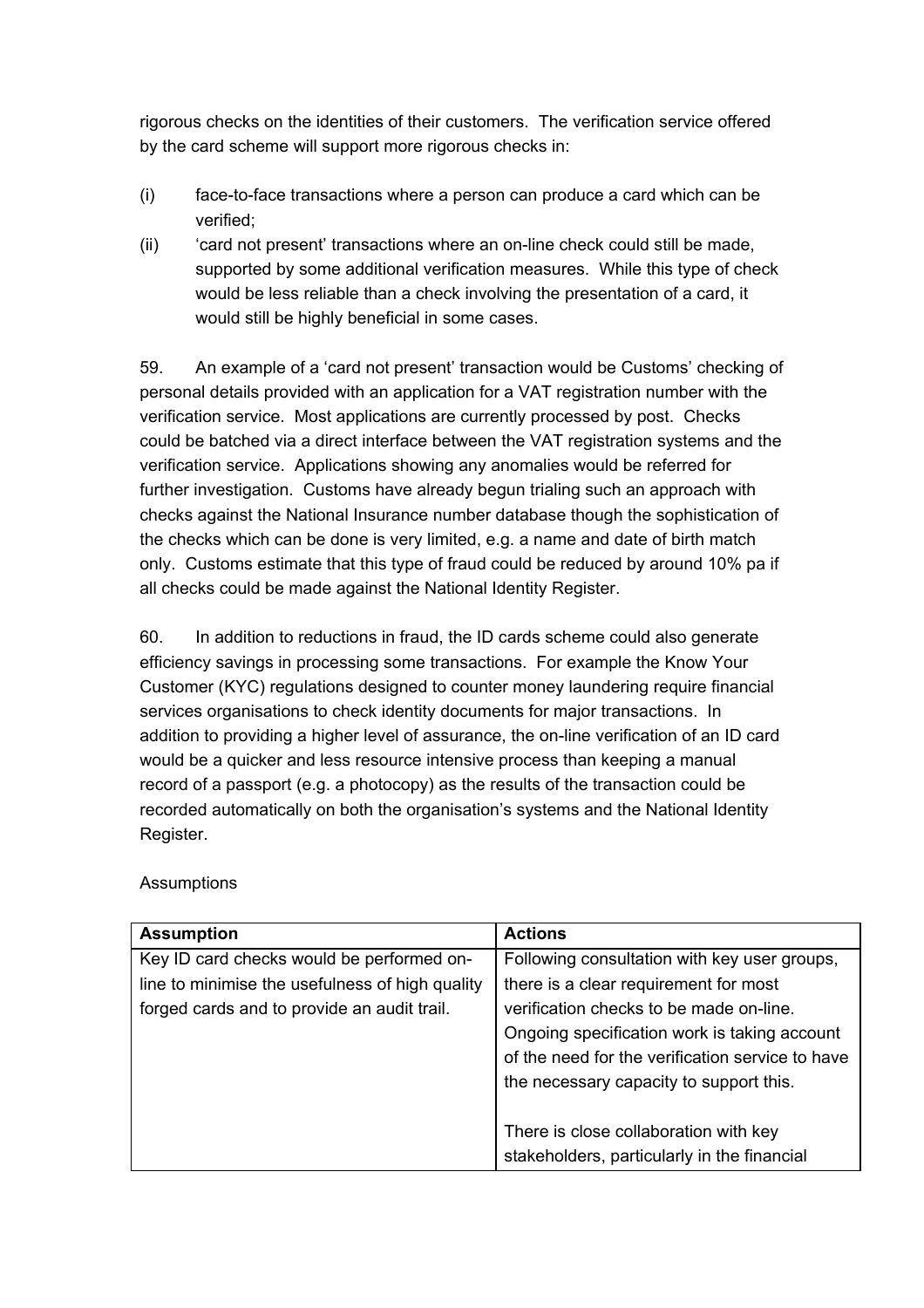rigorous checks on the identities of their customers. The verification service offered by the card scheme will support more rigorous checks in:

(i) face-to-face transactions where a person can produce a card which can be verified;

(ii) 'card not present' transactions where an on-line check could still be made, supported by some additional verification measures. While this type of check would be less reliable than a check involving the presentation of a card, it would still be highly beneficial in some cases.

59. An example of a 'card not present' transaction would be Customs' checking of personal details provided with an application for a VAT registration number with the verification service. Most applications are currently processed by post. Checks could be batched via a direct interface between the VAT registration systems and the verification service. Applications showing any anomalies would be referred for further investigation. Customs have already begun trialing such an approach with checks against the National Insurance number database though the sophistication of the checks which can be done is very limited, e.g. a name and date of birth match only. Customs estimate that this type of fraud could be reduced by around 10% pa if all checks could be made against the National Identity Register.

60. In addition to reductions in fraud, the ID cards scheme could also generate efficiency savings in processing some transactions. For example the Know Your Customer (KYC) regulations designed to counter money laundering require financial services organisations to check identity documents for major transactions. In addition to providing a higher level of assurance, the on-line verification of an ID card would be a quicker and less resource intensive process than keeping a manual record of a passport (e.g. a photocopy) as the results of the transaction could be recorded automatically on both the organisation's systems and the National Identity Register.

Assumptions

| Assumption | Actions |
|---|---|
| Key ID card checks would be performed on-line to minimise the usefulness of high quality forged cards and to provide an audit trail. | Following consultation with key user groups, there is a clear requirement for most verification checks to be made on-line. Ongoing specification work is taking account of the need for the verification service to have the necessary capacity to support this.<br><br>There is close collaboration with key stakeholders, particularly in the financial |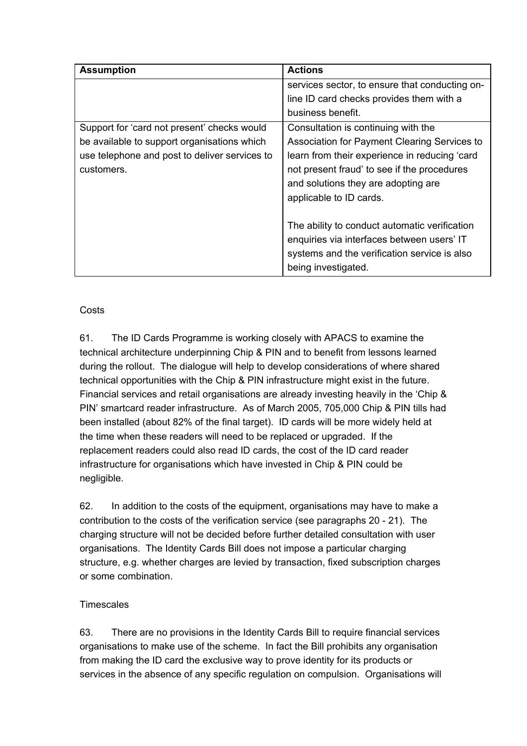| Assumption | Actions |
|---|---|
| | services sector, to ensure that conducting on-line ID card checks provides them with a business benefit. |
| Support for 'card not present' checks would be available to support organisations which use telephone and post to deliver services to customers. | Consultation is continuing with the Association for Payment Clearing Services to learn from their experience in reducing 'card not present fraud' to see if the procedures and solutions they are adopting are applicable to ID cards.<br><br>The ability to conduct automatic verification enquiries via interfaces between users' IT systems and the verification service is also being investigated. |

Costs

61. The ID Cards Programme is working closely with APACS to examine the technical architecture underpinning Chip & PIN and to benefit from lessons learned during the rollout. The dialogue will help to develop considerations of where shared technical opportunities with the Chip & PIN infrastructure might exist in the future. Financial services and retail organisations are already investing heavily in the 'Chip & PIN' smartcard reader infrastructure. As of March 2005, 705,000 Chip & PIN tills had been installed (about 82% of the final target). ID cards will be more widely held at the time when these readers will need to be replaced or upgraded. If the replacement readers could also read ID cards, the cost of the ID card reader infrastructure for organisations which have invested in Chip & PIN could be negligible.

62. In addition to the costs of the equipment, organisations may have to make a contribution to the costs of the verification service (see paragraphs 20 - 21). The charging structure will not be decided before further detailed consultation with user organisations. The Identity Cards Bill does not impose a particular charging structure, e.g. whether charges are levied by transaction, fixed subscription charges or some combination.

Timescales

63. There are no provisions in the Identity Cards Bill to require financial services organisations to make use of the scheme. In fact the Bill prohibits any organisation from making the ID card the exclusive way to prove identity for its products or services in the absence of any specific regulation on compulsion. Organisations will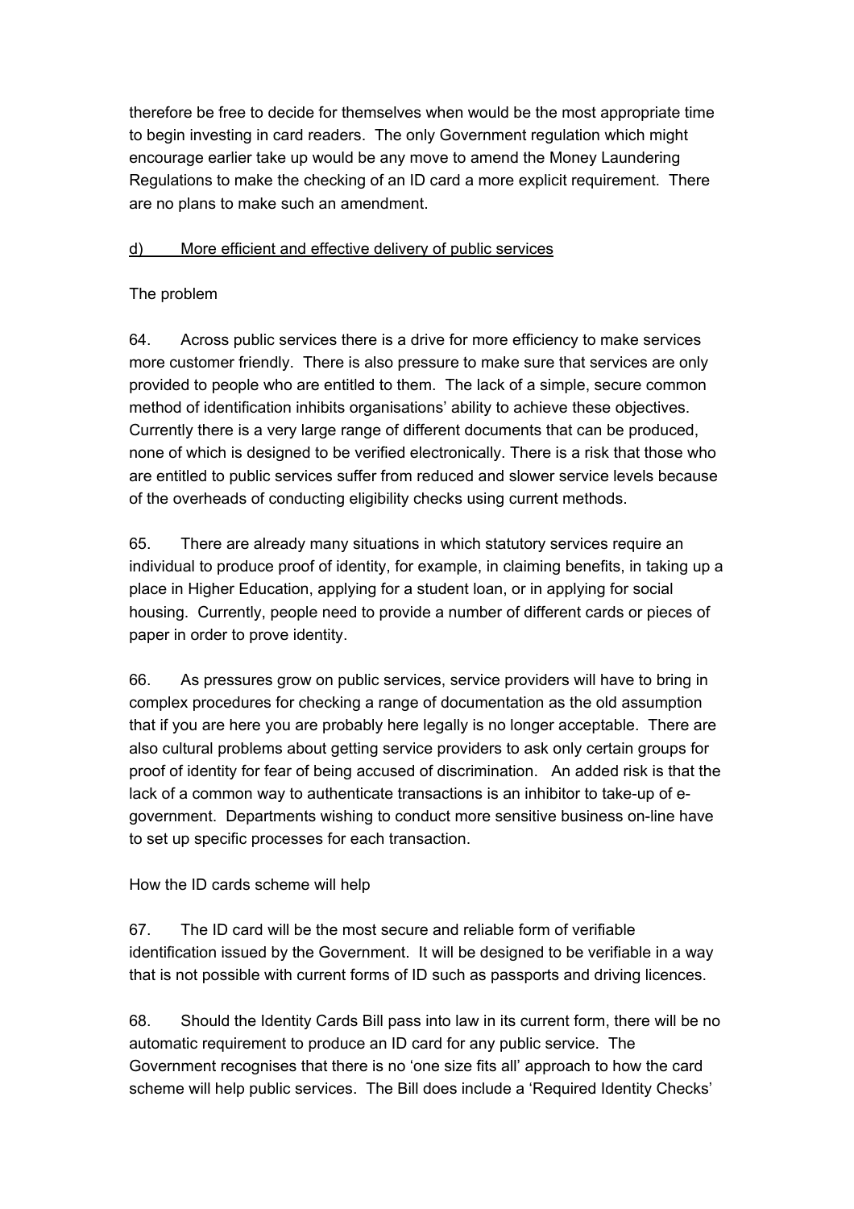therefore be free to decide for themselves when would be the most appropriate time to begin investing in card readers. The only Government regulation which might encourage earlier take up would be any move to amend the Money Laundering Regulations to make the checking of an ID card a more explicit requirement. There are no plans to make such an amendment.

## d) More efficient and effective delivery of public services

The problem

64. Across public services there is a drive for more efficiency to make services more customer friendly. There is also pressure to make sure that services are only provided to people who are entitled to them. The lack of a simple, secure common method of identification inhibits organisations' ability to achieve these objectives. Currently there is a very large range of different documents that can be produced, none of which is designed to be verified electronically. There is a risk that those who are entitled to public services suffer from reduced and slower service levels because of the overheads of conducting eligibility checks using current methods.

65. There are already many situations in which statutory services require an individual to produce proof of identity, for example, in claiming benefits, in taking up a place in Higher Education, applying for a student loan, or in applying for social housing. Currently, people need to provide a number of different cards or pieces of paper in order to prove identity.

66. As pressures grow on public services, service providers will have to bring in complex procedures for checking a range of documentation as the old assumption that if you are here you are probably here legally is no longer acceptable. There are also cultural problems about getting service providers to ask only certain groups for proof of identity for fear of being accused of discrimination. An added risk is that the lack of a common way to authenticate transactions is an inhibitor to take-up of e-government. Departments wishing to conduct more sensitive business on-line have to set up specific processes for each transaction.

How the ID cards scheme will help

67. The ID card will be the most secure and reliable form of verifiable identification issued by the Government. It will be designed to be verifiable in a way that is not possible with current forms of ID such as passports and driving licences.

68. Should the Identity Cards Bill pass into law in its current form, there will be no automatic requirement to produce an ID card for any public service. The Government recognises that there is no 'one size fits all' approach to how the card scheme will help public services. The Bill does include a 'Required Identity Checks'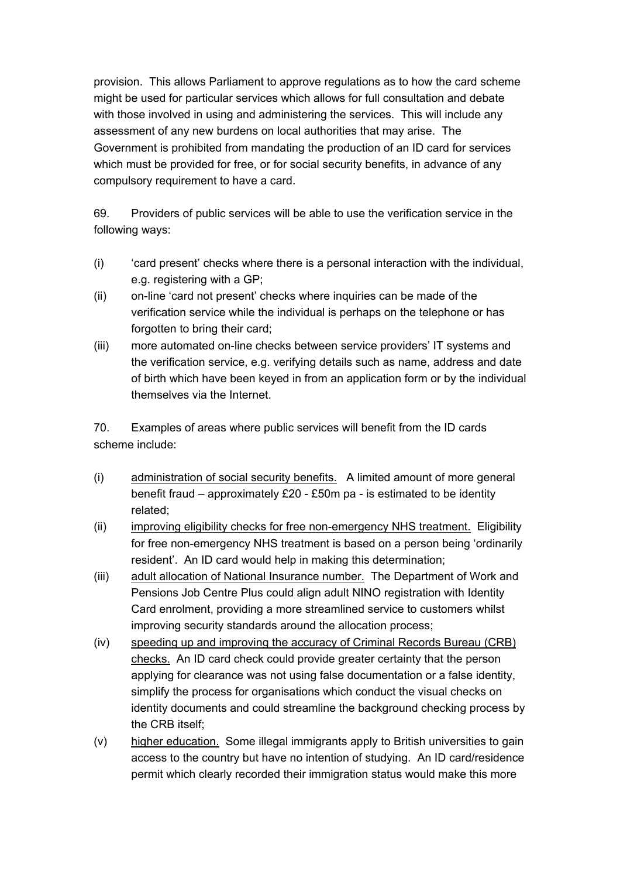provision. This allows Parliament to approve regulations as to how the card scheme might be used for particular services which allows for full consultation and debate with those involved in using and administering the services. This will include any assessment of any new burdens on local authorities that may arise. The Government is prohibited from mandating the production of an ID card for services which must be provided for free, or for social security benefits, in advance of any compulsory requirement to have a card.

69. Providers of public services will be able to use the verification service in the following ways:

(i) 'card present' checks where there is a personal interaction with the individual, e.g. registering with a GP;

(ii) on-line 'card not present' checks where inquiries can be made of the verification service while the individual is perhaps on the telephone or has forgotten to bring their card;

(iii) more automated on-line checks between service providers' IT systems and the verification service, e.g. verifying details such as name, address and date of birth which have been keyed in from an application form or by the individual themselves via the Internet.

70. Examples of areas where public services will benefit from the ID cards scheme include:

(i) <u>administration of social security benefits.</u> A limited amount of more general benefit fraud – approximately £20 - £50m pa - is estimated to be identity related;

(ii) <u>improving eligibility checks for free non-emergency NHS treatment.</u> Eligibility for free non-emergency NHS treatment is based on a person being 'ordinarily resident'. An ID card would help in making this determination;

(iii) <u>adult allocation of National Insurance number.</u> The Department of Work and Pensions Job Centre Plus could align adult NINO registration with Identity Card enrolment, providing a more streamlined service to customers whilst improving security standards around the allocation process;

(iv) <u>speeding up and improving the accuracy of Criminal Records Bureau (CRB) checks.</u> An ID card check could provide greater certainty that the person applying for clearance was not using false documentation or a false identity, simplify the process for organisations which conduct the visual checks on identity documents and could streamline the background checking process by the CRB itself;

(v) <u>higher education.</u> Some illegal immigrants apply to British universities to gain access to the country but have no intention of studying. An ID card/residence permit which clearly recorded their immigration status would make this more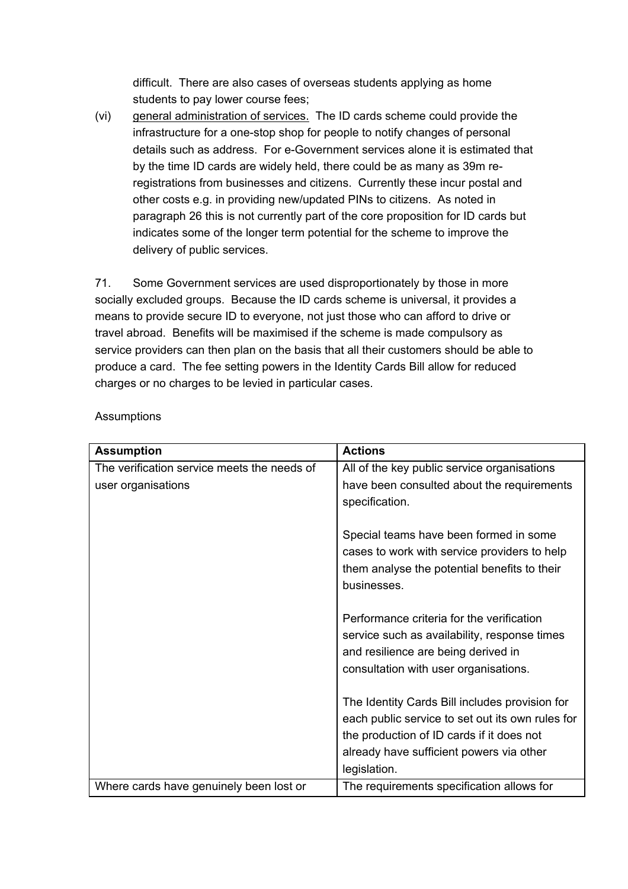difficult. There are also cases of overseas students applying as home students to pay lower course fees;

(vi) general administration of services. The ID cards scheme could provide the infrastructure for a one-stop shop for people to notify changes of personal details such as address. For e-Government services alone it is estimated that by the time ID cards are widely held, there could be as many as 39m re-registrations from businesses and citizens. Currently these incur postal and other costs e.g. in providing new/updated PINs to citizens. As noted in paragraph 26 this is not currently part of the core proposition for ID cards but indicates some of the longer term potential for the scheme to improve the delivery of public services.

71. Some Government services are used disproportionately by those in more socially excluded groups. Because the ID cards scheme is universal, it provides a means to provide secure ID to everyone, not just those who can afford to drive or travel abroad. Benefits will be maximised if the scheme is made compulsory as service providers can then plan on the basis that all their customers should be able to produce a card. The fee setting powers in the Identity Cards Bill allow for reduced charges or no charges to be levied in particular cases.

Assumptions

| **Assumption** | **Actions** |
| --- | --- |
| The verification service meets the needs of user organisations | All of the key public service organisations have been consulted about the requirements specification.<br><br>Special teams have been formed in some cases to work with service providers to help them analyse the potential benefits to their businesses.<br><br>Performance criteria for the verification service such as availability, response times and resilience are being derived in consultation with user organisations.<br><br>The Identity Cards Bill includes provision for each public service to set out its own rules for the production of ID cards if it does not already have sufficient powers via other legislation. |
| Where cards have genuinely been lost or | The requirements specification allows for |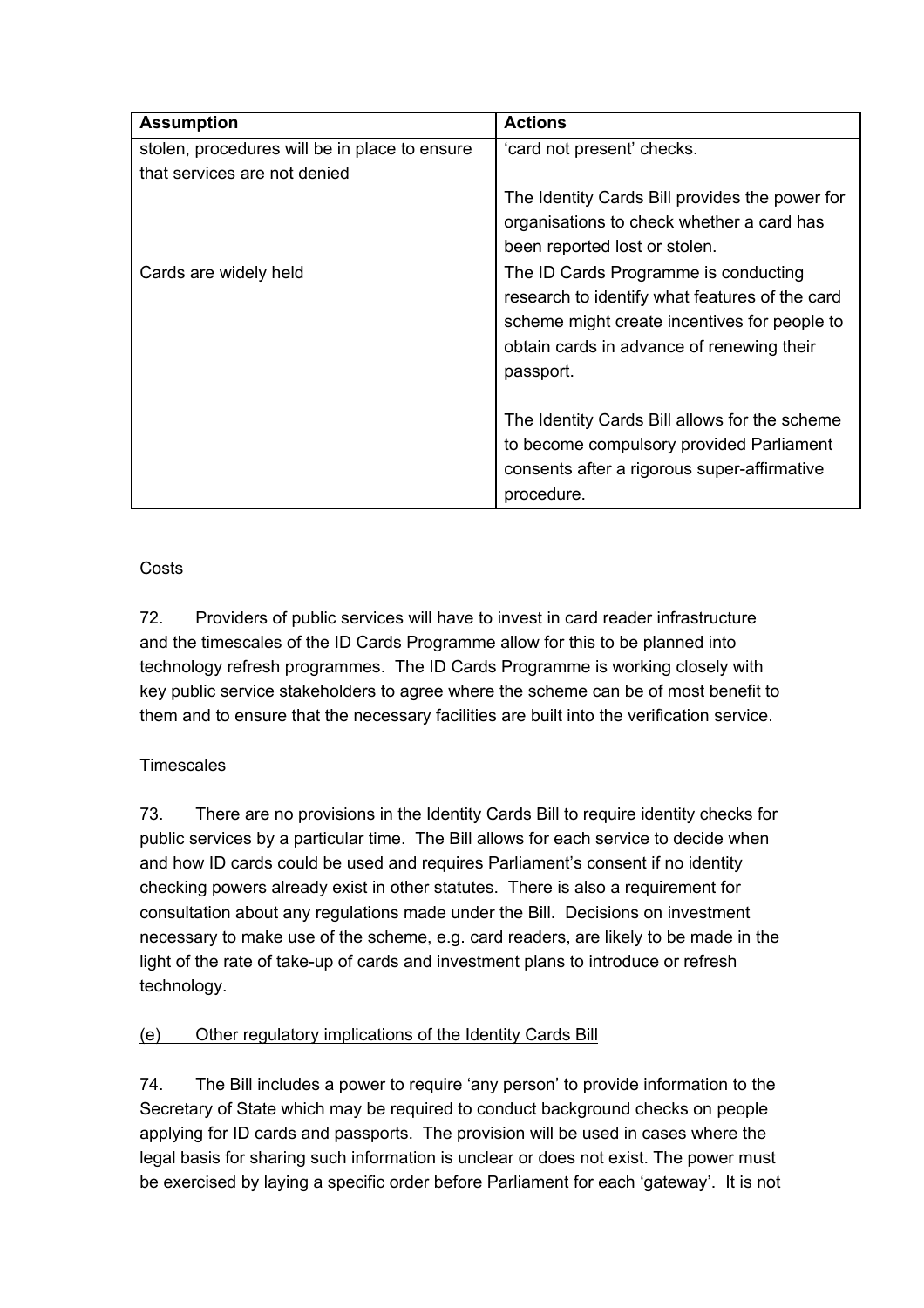| Assumption | Actions |
| --- | --- |
| stolen, procedures will be in place to ensure that services are not denied | 'card not present' checks.<br><br>The Identity Cards Bill provides the power for organisations to check whether a card has been reported lost or stolen. |
| Cards are widely held | The ID Cards Programme is conducting research to identify what features of the card scheme might create incentives for people to obtain cards in advance of renewing their passport.<br><br>The Identity Cards Bill allows for the scheme to become compulsory provided Parliament consents after a rigorous super-affirmative procedure. |

Costs

72. Providers of public services will have to invest in card reader infrastructure and the timescales of the ID Cards Programme allow for this to be planned into technology refresh programmes. The ID Cards Programme is working closely with key public service stakeholders to agree where the scheme can be of most benefit to them and to ensure that the necessary facilities are built into the verification service.

Timescales

73. There are no provisions in the Identity Cards Bill to require identity checks for public services by a particular time. The Bill allows for each service to decide when and how ID cards could be used and requires Parliament's consent if no identity checking powers already exist in other statutes. There is also a requirement for consultation about any regulations made under the Bill. Decisions on investment necessary to make use of the scheme, e.g. card readers, are likely to be made in the light of the rate of take-up of cards and investment plans to introduce or refresh technology.

<u>(e) Other regulatory implications of the Identity Cards Bill</u>

74. The Bill includes a power to require 'any person' to provide information to the Secretary of State which may be required to conduct background checks on people applying for ID cards and passports. The provision will be used in cases where the legal basis for sharing such information is unclear or does not exist. The power must be exercised by laying a specific order before Parliament for each 'gateway'. It is not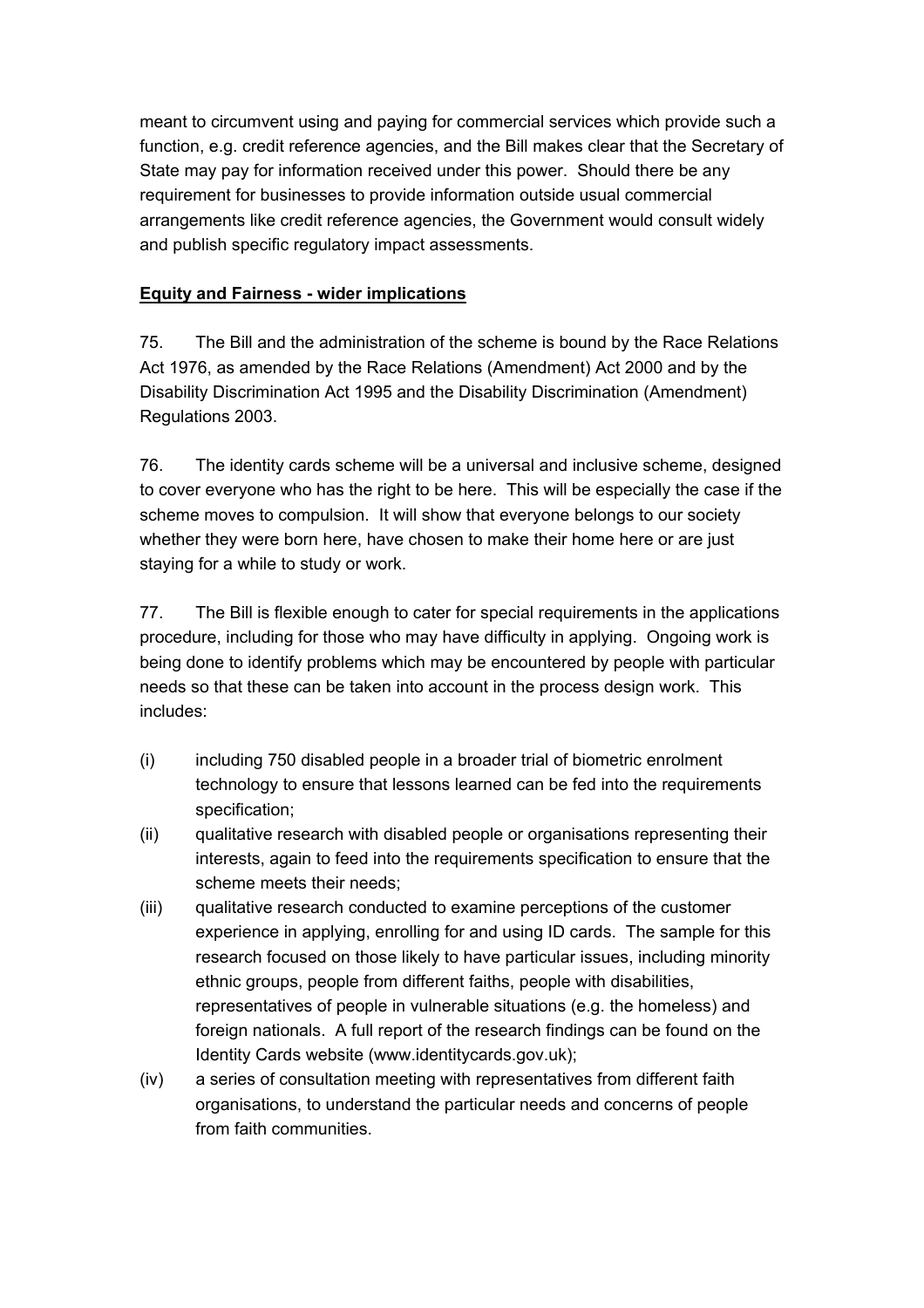meant to circumvent using and paying for commercial services which provide such a function, e.g. credit reference agencies, and the Bill makes clear that the Secretary of State may pay for information received under this power. Should there be any requirement for businesses to provide information outside usual commercial arrangements like credit reference agencies, the Government would consult widely and publish specific regulatory impact assessments.

## Equity and Fairness - wider implications

75. The Bill and the administration of the scheme is bound by the Race Relations Act 1976, as amended by the Race Relations (Amendment) Act 2000 and by the Disability Discrimination Act 1995 and the Disability Discrimination (Amendment) Regulations 2003.

76. The identity cards scheme will be a universal and inclusive scheme, designed to cover everyone who has the right to be here. This will be especially the case if the scheme moves to compulsion. It will show that everyone belongs to our society whether they were born here, have chosen to make their home here or are just staying for a while to study or work.

77. The Bill is flexible enough to cater for special requirements in the applications procedure, including for those who may have difficulty in applying. Ongoing work is being done to identify problems which may be encountered by people with particular needs so that these can be taken into account in the process design work. This includes:

(i) including 750 disabled people in a broader trial of biometric enrolment technology to ensure that lessons learned can be fed into the requirements specification;

(ii) qualitative research with disabled people or organisations representing their interests, again to feed into the requirements specification to ensure that the scheme meets their needs;

(iii) qualitative research conducted to examine perceptions of the customer experience in applying, enrolling for and using ID cards. The sample for this research focused on those likely to have particular issues, including minority ethnic groups, people from different faiths, people with disabilities, representatives of people in vulnerable situations (e.g. the homeless) and foreign nationals. A full report of the research findings can be found on the Identity Cards website (www.identitycards.gov.uk);

(iv) a series of consultation meeting with representatives from different faith organisations, to understand the particular needs and concerns of people from faith communities.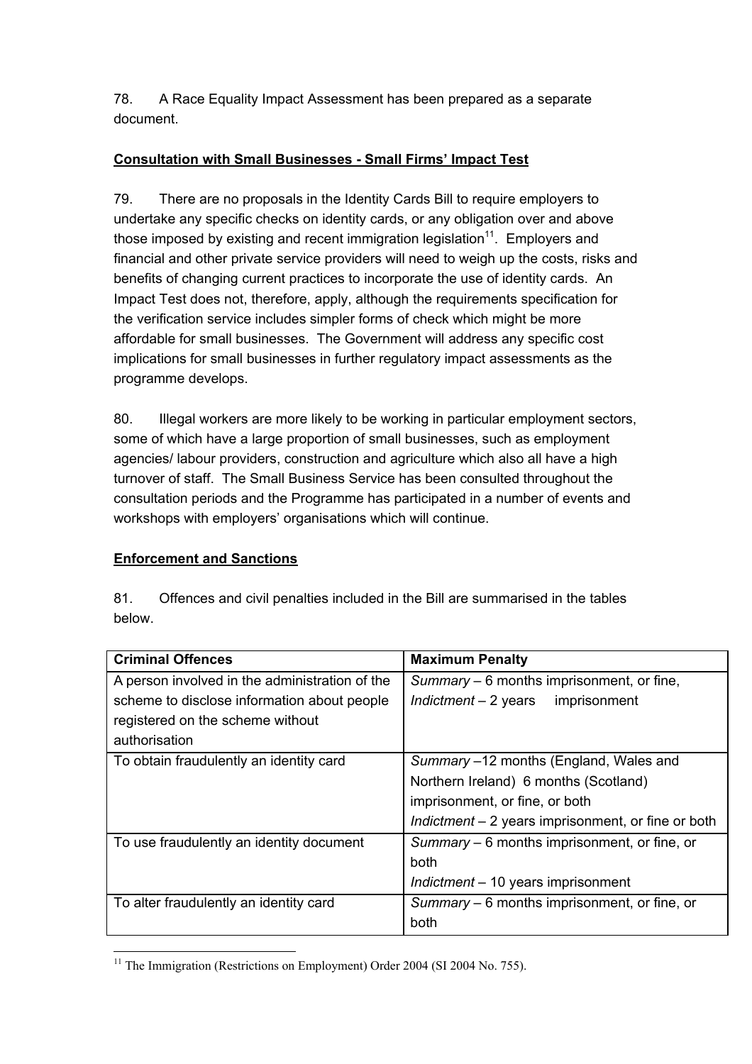78. A Race Equality Impact Assessment has been prepared as a separate document.

**Consultation with Small Businesses - Small Firms' Impact Test**

79. There are no proposals in the Identity Cards Bill to require employers to undertake any specific checks on identity cards, or any obligation over and above those imposed by existing and recent immigration legislation[11]. Employers and financial and other private service providers will need to weigh up the costs, risks and benefits of changing current practices to incorporate the use of identity cards. An Impact Test does not, therefore, apply, although the requirements specification for the verification service includes simpler forms of check which might be more affordable for small businesses. The Government will address any specific cost implications for small businesses in further regulatory impact assessments as the programme develops.

80. Illegal workers are more likely to be working in particular employment sectors, some of which have a large proportion of small businesses, such as employment agencies/ labour providers, construction and agriculture which also all have a high turnover of staff. The Small Business Service has been consulted throughout the consultation periods and the Programme has participated in a number of events and workshops with employers' organisations which will continue.

**Enforcement and Sanctions**

81. Offences and civil penalties included in the Bill are summarised in the tables below.

| Criminal Offences | Maximum Penalty |
|---|---|
| A person involved in the administration of the scheme to disclose information about people registered on the scheme without authorisation | *Summary* – 6 months imprisonment, or fine, *Indictment* – 2 years imprisonment |
| To obtain fraudulently an identity card | *Summary* –12 months (England, Wales and Northern Ireland) 6 months (Scotland) imprisonment, or fine, or both *Indictment* – 2 years imprisonment, or fine or both |
| To use fraudulently an identity document | *Summary* – 6 months imprisonment, or fine, or both *Indictment* – 10 years imprisonment |
| To alter fraudulently an identity card | *Summary* – 6 months imprisonment, or fine, or both |

[11] The Immigration (Restrictions on Employment) Order 2004 (SI 2004 No. 755).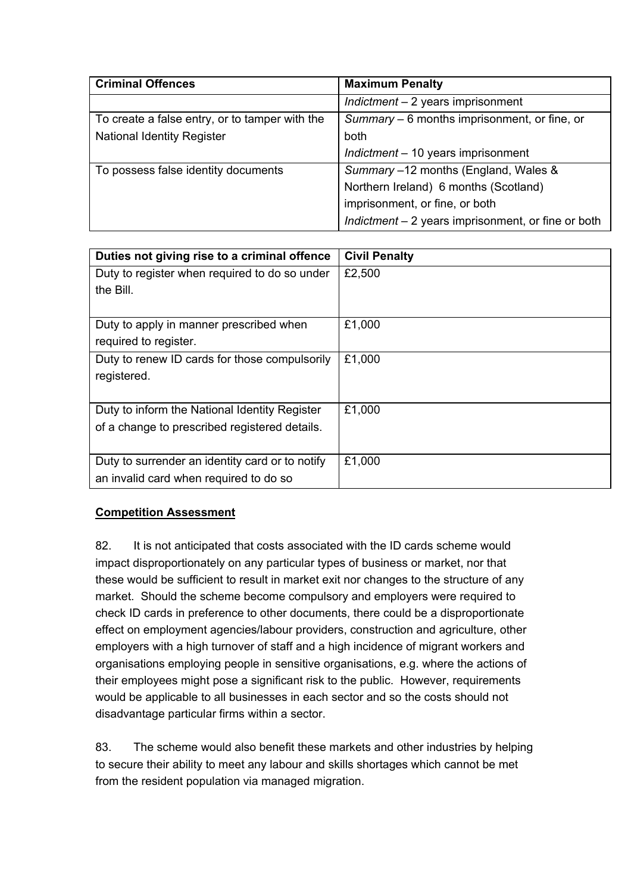| Criminal Offences | Maximum Penalty |
| --- | --- |
| | *Indictment* – 2 years imprisonment |
| To create a false entry, or to tamper with the National Identity Register | *Summary* – 6 months imprisonment, or fine, or both<br>*Indictment* – 10 years imprisonment |
| To possess false identity documents | *Summary* –12 months (England, Wales & Northern Ireland) 6 months (Scotland) imprisonment, or fine, or both<br>*Indictment* – 2 years imprisonment, or fine or both |

| Duties not giving rise to a criminal offence | Civil Penalty |
| --- | --- |
| Duty to register when required to do so under the Bill. | £2,500 |
| Duty to apply in manner prescribed when required to register. | £1,000 |
| Duty to renew ID cards for those compulsorily registered. | £1,000 |
| Duty to inform the National Identity Register of a change to prescribed registered details. | £1,000 |
| Duty to surrender an identity card or to notify an invalid card when required to do so | £1,000 |

**Competition Assessment**

82. It is not anticipated that costs associated with the ID cards scheme would impact disproportionately on any particular types of business or market, nor that these would be sufficient to result in market exit nor changes to the structure of any market. Should the scheme become compulsory and employers were required to check ID cards in preference to other documents, there could be a disproportionate effect on employment agencies/labour providers, construction and agriculture, other employers with a high turnover of staff and a high incidence of migrant workers and organisations employing people in sensitive organisations, e.g. where the actions of their employees might pose a significant risk to the public. However, requirements would be applicable to all businesses in each sector and so the costs should not disadvantage particular firms within a sector.

83. The scheme would also benefit these markets and other industries by helping to secure their ability to meet any labour and skills shortages which cannot be met from the resident population via managed migration.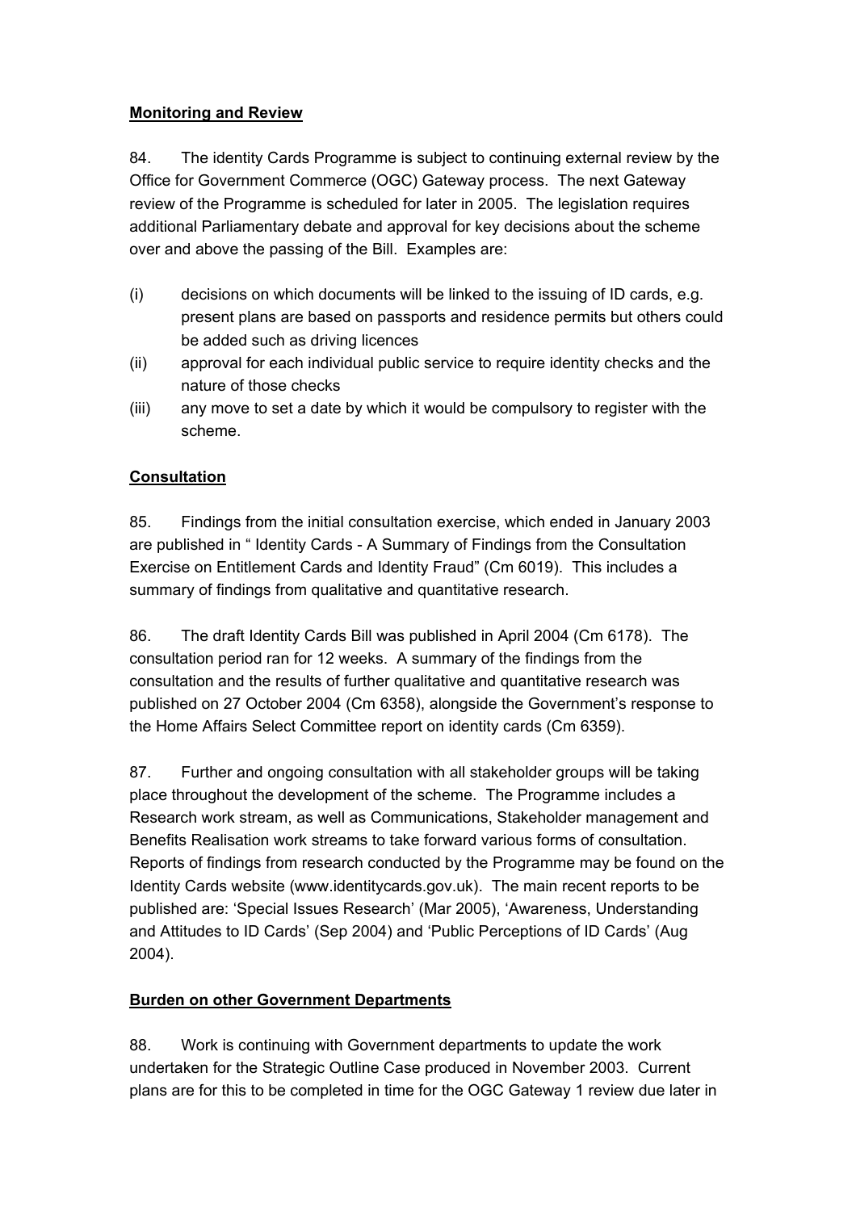**Monitoring and Review**

84. The identity Cards Programme is subject to continuing external review by the Office for Government Commerce (OGC) Gateway process. The next Gateway review of the Programme is scheduled for later in 2005. The legislation requires additional Parliamentary debate and approval for key decisions about the scheme over and above the passing of the Bill. Examples are:

(i) decisions on which documents will be linked to the issuing of ID cards, e.g. present plans are based on passports and residence permits but others could be added such as driving licences
(ii) approval for each individual public service to require identity checks and the nature of those checks
(iii) any move to set a date by which it would be compulsory to register with the scheme.

**Consultation**

85. Findings from the initial consultation exercise, which ended in January 2003 are published in " Identity Cards - A Summary of Findings from the Consultation Exercise on Entitlement Cards and Identity Fraud" (Cm 6019). This includes a summary of findings from qualitative and quantitative research.

86. The draft Identity Cards Bill was published in April 2004 (Cm 6178). The consultation period ran for 12 weeks. A summary of the findings from the consultation and the results of further qualitative and quantitative research was published on 27 October 2004 (Cm 6358), alongside the Government's response to the Home Affairs Select Committee report on identity cards (Cm 6359).

87. Further and ongoing consultation with all stakeholder groups will be taking place throughout the development of the scheme. The Programme includes a Research work stream, as well as Communications, Stakeholder management and Benefits Realisation work streams to take forward various forms of consultation. Reports of findings from research conducted by the Programme may be found on the Identity Cards website (www.identitycards.gov.uk). The main recent reports to be published are: 'Special Issues Research' (Mar 2005), 'Awareness, Understanding and Attitudes to ID Cards' (Sep 2004) and 'Public Perceptions of ID Cards' (Aug 2004).

**Burden on other Government Departments**

88. Work is continuing with Government departments to update the work undertaken for the Strategic Outline Case produced in November 2003. Current plans are for this to be completed in time for the OGC Gateway 1 review due later in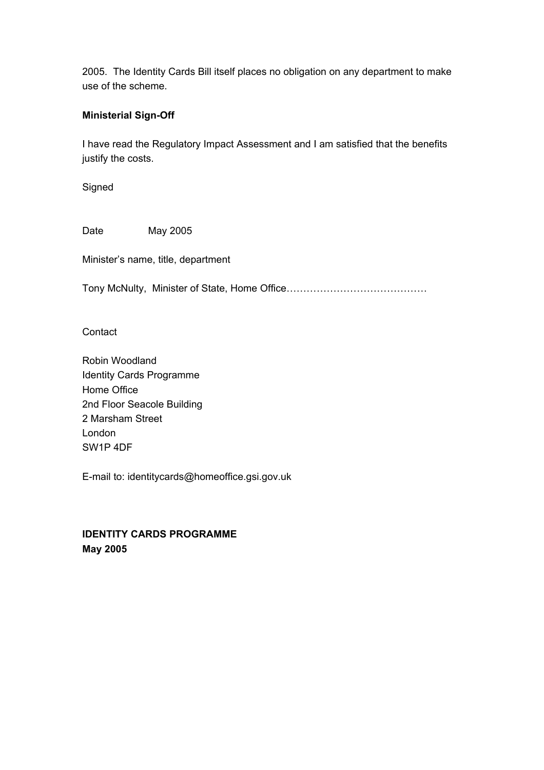2005. The Identity Cards Bill itself places no obligation on any department to make use of the scheme.

**Ministerial Sign-Off**

I have read the Regulatory Impact Assessment and I am satisfied that the benefits justify the costs.

Signed

Date May 2005

Minister's name, title, department

Tony McNulty, Minister of State, Home Office……………………………………

Contact

Robin Woodland
Identity Cards Programme
Home Office
2nd Floor Seacole Building
2 Marsham Street
London
SW1P 4DF

E-mail to: identitycards@homeoffice.gsi.gov.uk

**IDENTITY CARDS PROGRAMME**
**May 2005**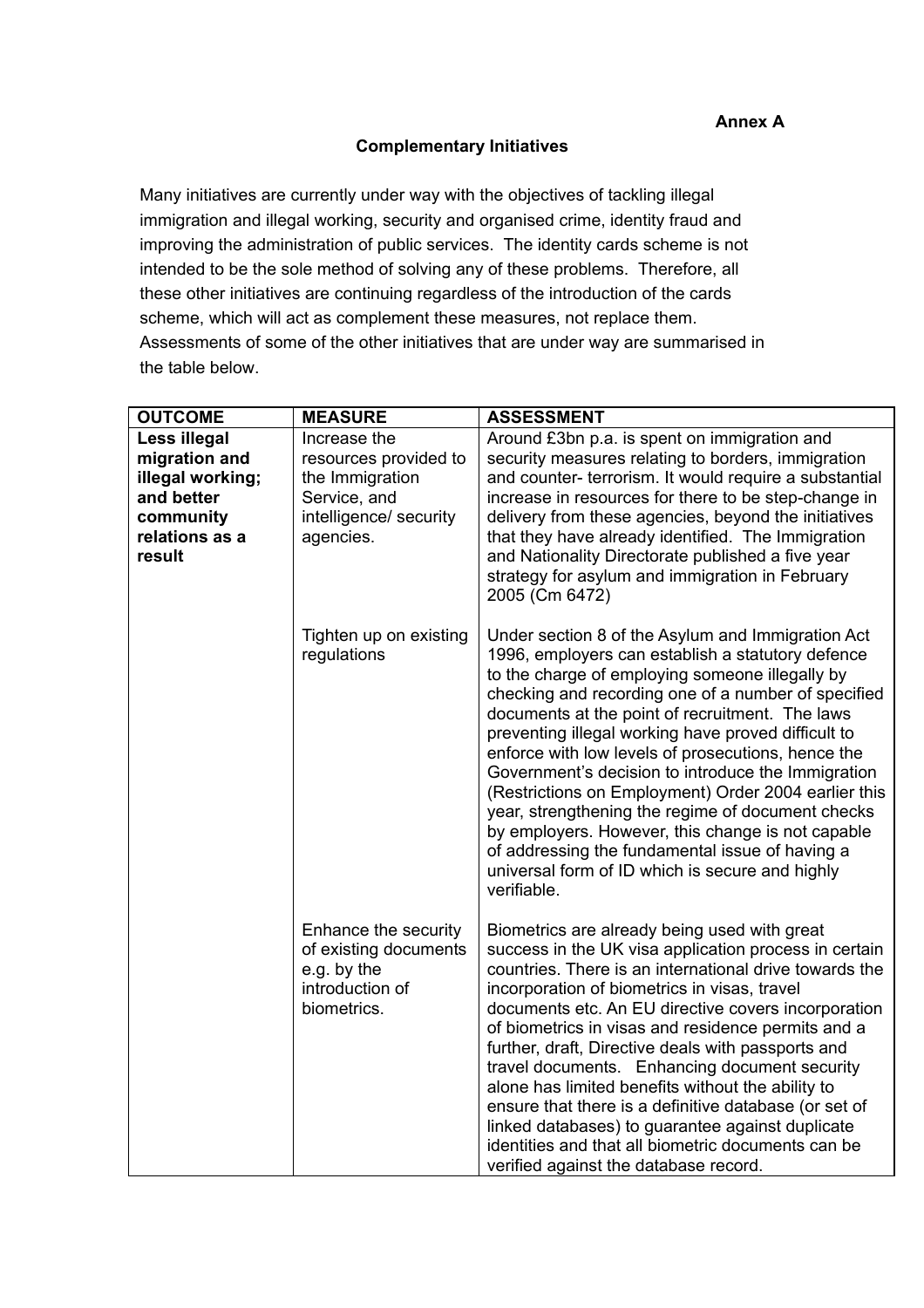**Annex A**

## Complementary Initiatives

Many initiatives are currently under way with the objectives of tackling illegal immigration and illegal working, security and organised crime, identity fraud and improving the administration of public services. The identity cards scheme is not intended to be the sole method of solving any of these problems. Therefore, all these other initiatives are continuing regardless of the introduction of the cards scheme, which will act as complement these measures, not replace them. Assessments of some of the other initiatives that are under way are summarised in the table below.

| OUTCOME | MEASURE | ASSESSMENT |
|---|---|---|
| **Less illegal migration and illegal working; and better community relations as a result** | Increase the resources provided to the Immigration Service, and intelligence/ security agencies. | Around £3bn p.a. is spent on immigration and security measures relating to borders, immigration and counter- terrorism. It would require a substantial increase in resources for there to be step-change in delivery from these agencies, beyond the initiatives that they have already identified. The Immigration and Nationality Directorate published a five year strategy for asylum and immigration in February 2005 (Cm 6472) |
| | Tighten up on existing regulations | Under section 8 of the Asylum and Immigration Act 1996, employers can establish a statutory defence to the charge of employing someone illegally by checking and recording one of a number of specified documents at the point of recruitment. The laws preventing illegal working have proved difficult to enforce with low levels of prosecutions, hence the Government's decision to introduce the Immigration (Restrictions on Employment) Order 2004 earlier this year, strengthening the regime of document checks by employers. However, this change is not capable of addressing the fundamental issue of having a universal form of ID which is secure and highly verifiable. |
| | Enhance the security of existing documents e.g. by the introduction of biometrics. | Biometrics are already being used with great success in the UK visa application process in certain countries. There is an international drive towards the incorporation of biometrics in visas, travel documents etc. An EU directive covers incorporation of biometrics in visas and residence permits and a further, draft, Directive deals with passports and travel documents. Enhancing document security alone has limited benefits without the ability to ensure that there is a definitive database (or set of linked databases) to guarantee against duplicate identities and that all biometric documents can be verified against the database record. |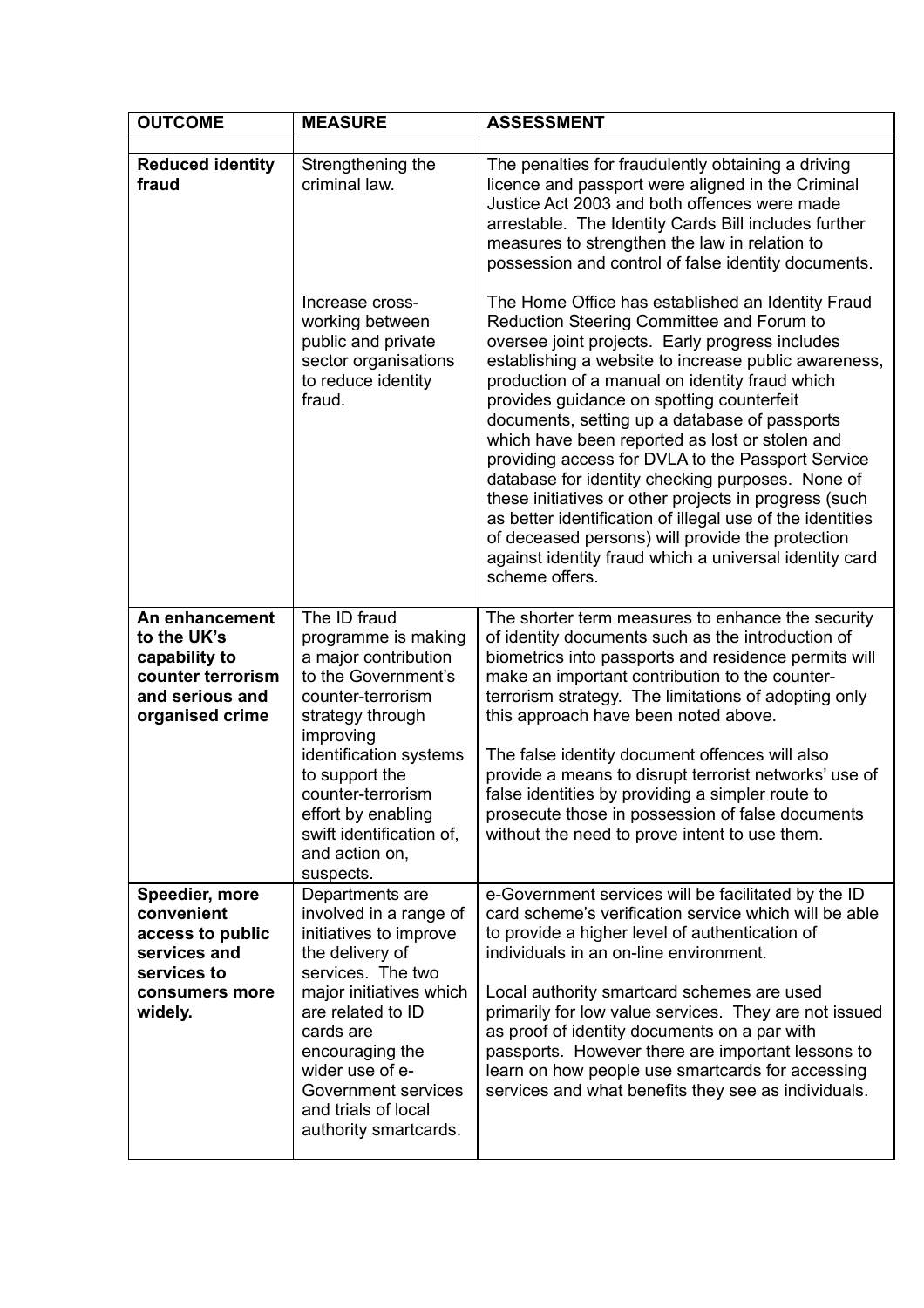| OUTCOME | MEASURE | ASSESSMENT |
|---|---|---|
| | | |
| **Reduced identity fraud** | Strengthening the criminal law. | The penalties for fraudulently obtaining a driving licence and passport were aligned in the Criminal Justice Act 2003 and both offences were made arrestable. The Identity Cards Bill includes further measures to strengthen the law in relation to possession and control of false identity documents. |
| | Increase cross-working between public and private sector organisations to reduce identity fraud. | The Home Office has established an Identity Fraud Reduction Steering Committee and Forum to oversee joint projects. Early progress includes establishing a website to increase public awareness, production of a manual on identity fraud which provides guidance on spotting counterfeit documents, setting up a database of passports which have been reported as lost or stolen and providing access for DVLA to the Passport Service database for identity checking purposes. None of these initiatives or other projects in progress (such as better identification of illegal use of the identities of deceased persons) will provide the protection against identity fraud which a universal identity card scheme offers. |
| **An enhancement to the UK's capability to counter terrorism and serious and organised crime** | The ID fraud programme is making a major contribution to the Government's counter-terrorism strategy through improving identification systems to support the counter-terrorism effort by enabling swift identification of, and action on, suspects. | The shorter term measures to enhance the security of identity documents such as the introduction of biometrics into passports and residence permits will make an important contribution to the counter-terrorism strategy. The limitations of adopting only this approach have been noted above.<br><br>The false identity document offences will also provide a means to disrupt terrorist networks' use of false identities by providing a simpler route to prosecute those in possession of false documents without the need to prove intent to use them. |
| **Speedier, more convenient access to public services and services to consumers more widely.** | Departments are involved in a range of initiatives to improve the delivery of services. The two major initiatives which are related to ID cards are encouraging the wider use of e-Government services and trials of local authority smartcards. | e-Government services will be facilitated by the ID card scheme's verification service which will be able to provide a higher level of authentication of individuals in an on-line environment.<br><br>Local authority smartcard schemes are used primarily for low value services. They are not issued as proof of identity documents on a par with passports. However there are important lessons to learn on how people use smartcards for accessing services and what benefits they see as individuals. |